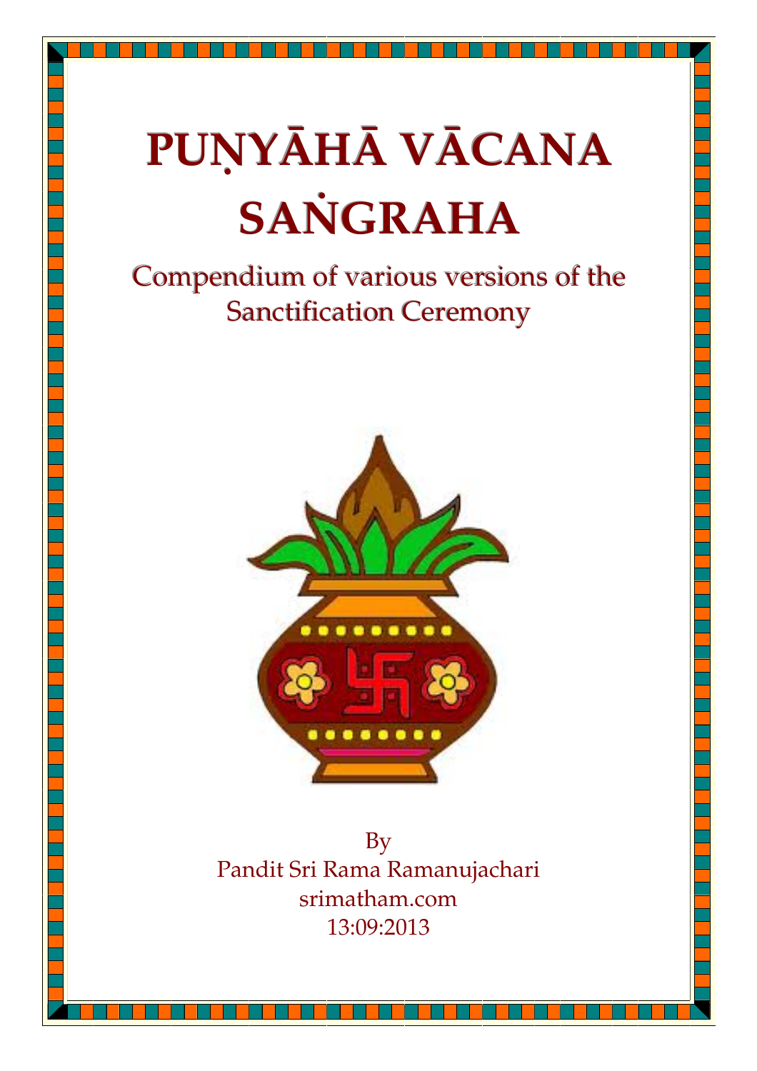# PUṆYĀHĀ VĀCANA SAṄGRAHA

## Compendium of various versions of the Sanctification Ceremony

By
Pandit Sri Rama Ramanujachari
srimatham.com
13:09:2013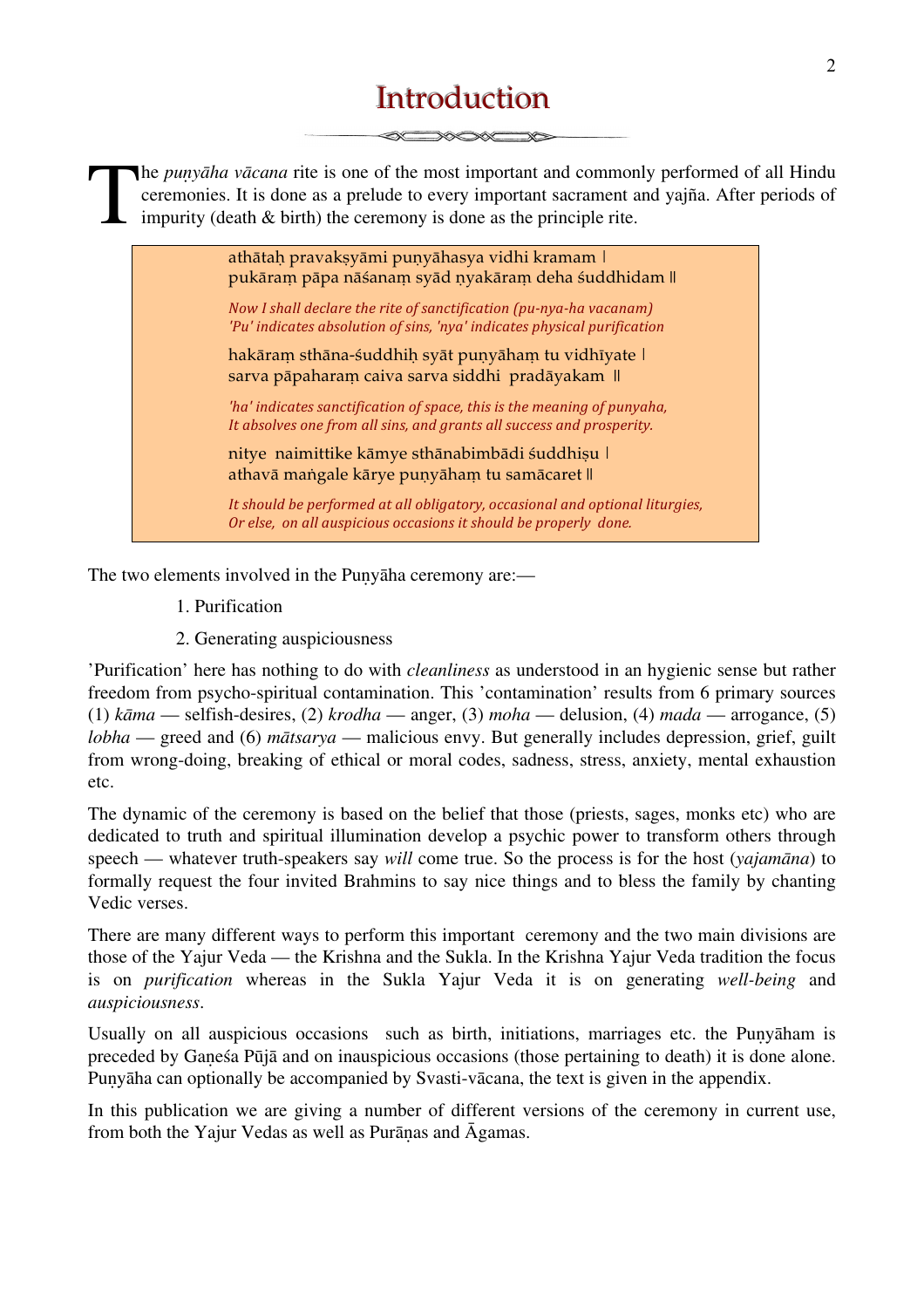# Introduction

The *puṇyāha vācana* rite is one of the most important and commonly performed of all Hindu ceremonies. It is done as a prelude to every important sacrament and yajña. After periods of impurity (death & birth) the ceremony is done as the principle rite.

> athātaḥ pravakṣyāmi puṇyāhasya vidhi kramam |
> pukāraṃ pāpa nāśanaṃ syād ṇyakāraṃ deha śuddhidam ||
>
> *Now I shall declare the rite of sanctification (pu-nya-ha vacanam)*
> *'Pu' indicates absolution of sins, 'nya' indicates physical purification*
>
> hakāraṃ sthāna-śuddhiḥ syāt puṇyāhaṃ tu vidhīyate |
> sarva pāpaharaṃ caiva sarva siddhi pradāyakam ||
>
> *'ha' indicates sanctification of space, this is the meaning of punyaha,*
> *It absolves one from all sins, and grants all success and prosperity.*
>
> nitye naimittike kāmye sthānabimbādi śuddhiṣu |
> athavā maṅgale kārye puṇyāhaṃ tu samācaret ||
>
> *It should be performed at all obligatory, occasional and optional liturgies,*
> *Or else, on all auspicious occasions it should be properly done.*

The two elements involved in the Puṇyāha ceremony are:—

1. Purification
2. Generating auspiciousness

'Purification' here has nothing to do with *cleanliness* as understood in an hygienic sense but rather freedom from psycho-spiritual contamination. This 'contamination' results from 6 primary sources (1) *kāma* — selfish-desires, (2) *krodha* — anger, (3) *moha* — delusion, (4) *mada* — arrogance, (5) *lobha* — greed and (6) *mātsarya* — malicious envy. But generally includes depression, grief, guilt from wrong-doing, breaking of ethical or moral codes, sadness, stress, anxiety, mental exhaustion etc.

The dynamic of the ceremony is based on the belief that those (priests, sages, monks etc) who are dedicated to truth and spiritual illumination develop a psychic power to transform others through speech — whatever truth-speakers say *will* come true. So the process is for the host (*yajamāna*) to formally request the four invited Brahmins to say nice things and to bless the family by chanting Vedic verses.

There are many different ways to perform this important ceremony and the two main divisions are those of the Yajur Veda — the Krishna and the Sukla. In the Krishna Yajur Veda tradition the focus is on *purification* whereas in the Sukla Yajur Veda it is on generating *well-being* and *auspiciousness*.

Usually on all auspicious occasions such as birth, initiations, marriages etc. the Puṇyāham is preceded by Gaṇeśa Pūjā and on inauspicious occasions (those pertaining to death) it is done alone. Puṇyāha can optionally be accompanied by Svasti-vācana, the text is given in the appendix.

In this publication we are giving a number of different versions of the ceremony in current use, from both the Yajur Vedas as well as Purāṇas and Āgamas.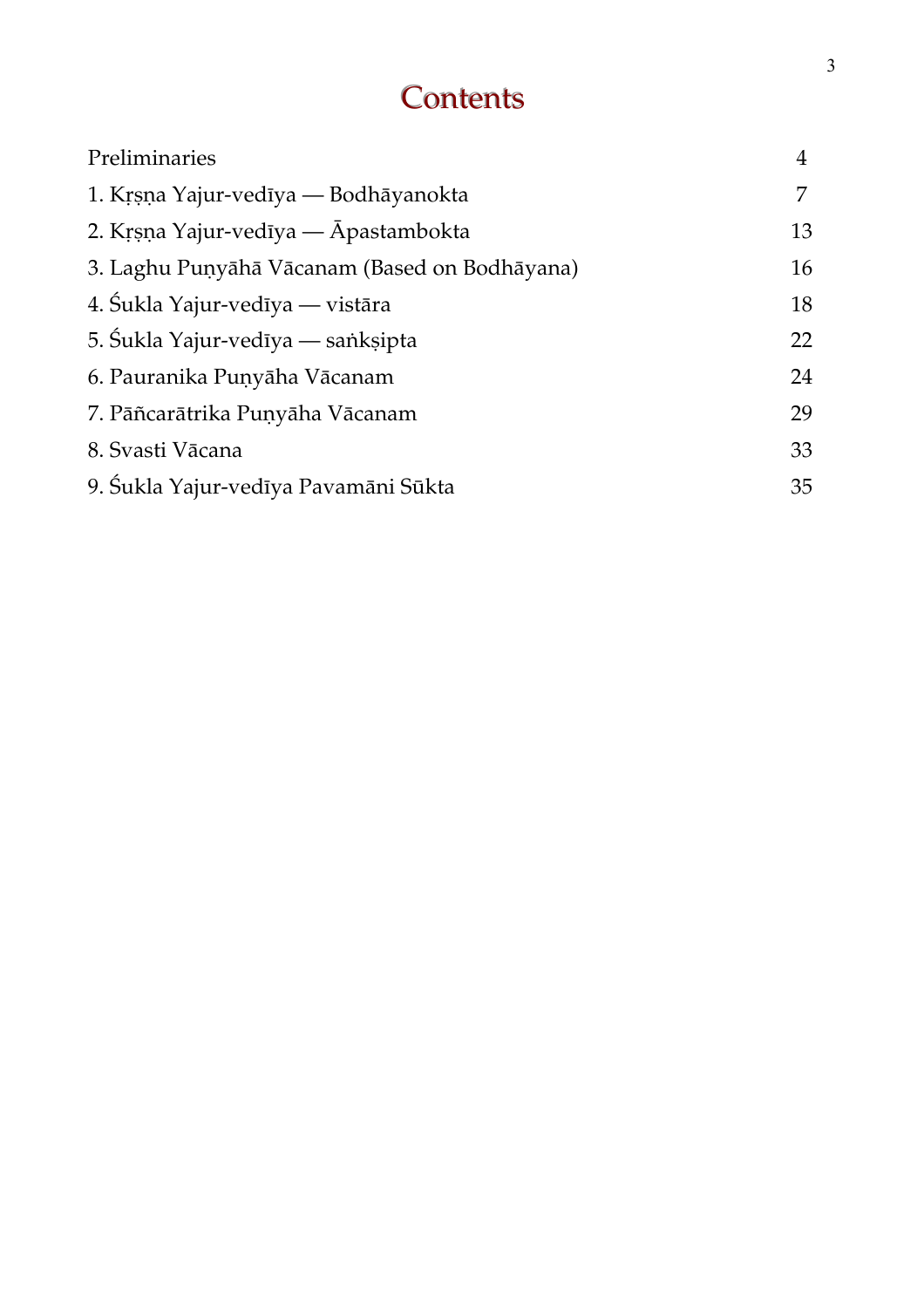# Contents

| | |
|---|---|
| Preliminaries | 4 |
| 1. Kṛṣṇa Yajur-vedīya — Bodhāyanokta | 7 |
| 2. Kṛṣṇa Yajur-vedīya — Āpastambokta | 13 |
| 3. Laghu Puṇyāhā Vācanam (Based on Bodhāyana) | 16 |
| 4. Śukla Yajur-vedīya — vistāra | 18 |
| 5. Śukla Yajur-vedīya — saṅkṣipta | 22 |
| 6. Pauranika Puṇyāha Vācanam | 24 |
| 7. Pāñcarātrika Puṇyāha Vācanam | 29 |
| 8. Svasti Vācana | 33 |
| 9. Śukla Yajur-vedīya Pavamāni Sūkta | 35 |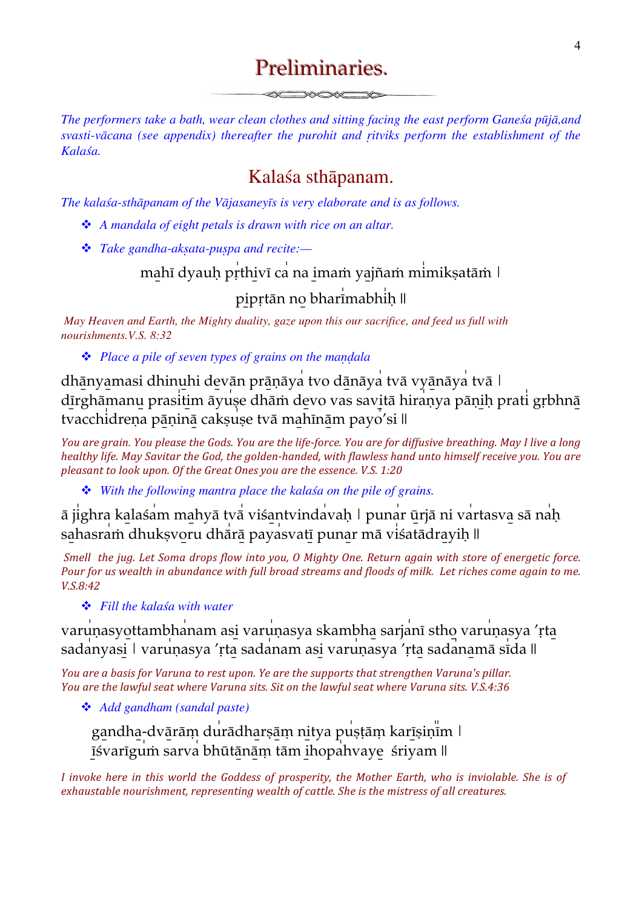# Preliminaries.

*The performers take a bath, wear clean clothes and sitting facing the east perform Ganeśa pūjā,and svasti-vācana (see appendix) thereafter the purohit and ṛitviks perform the establishment of the Kalaśa.*

## Kalaśa sthāpanam.

*The kalaśa-sthāpanam of the Vājasaneyīs is very elaborate and is as follows.*

- *A mandala of eight petals is drawn with rice on an altar.*
- *Take gandha-akṣata-puṣpa and recite:—*

mahī dyauḥ pṛthivī ca na imaṁ yajñaṁ mimikṣatām |
pipṛtān no bharīmabhiḥ ||

*May Heaven and Earth, the Mighty duality, gaze upon this our sacrifice, and feed us full with nourishments.V.S. 8:32*

- *Place a pile of seven types of grains on the maṇḍala*

dhānyamasi dhinuhi devān prāṇāya tvo dānāya tvā vyānāya tvā | dīrghāmanu prasitim āyuṣe dhāṁ devo vas savitā hiraṇya pāṇiḥ prati gṛbhṇā tvacchidreṇa pāṇinā cakṣuṣe tvā mahīnām payo'si ||

*You are grain. You please the Gods. You are the life-force. You are for diffusive breathing. May I live a long healthy life. May Savitar the God, the golden-handed, with flawless hand unto himself receive you. You are pleasant to look upon. Of the Great Ones you are the essence. V.S. 1:20*

- *With the following mantra place the kalaśa on the pile of grains.*

ā jighra kalaśam mahyā tvā viśantvindavaḥ | punar ūrjā ni vartasva sā naḥ sahasraṁ dhukṣvoru dhārā payasvatī punar mā viśatādrayiḥ ||

*Smell the jug. Let Soma drops flow into you, O Mighty One. Return again with store of energetic force. Pour for us wealth in abundance with full broad streams and floods of milk. Let riches come again to me. V.S.8:42*

- *Fill the kalaśa with water*

varuṇasyottambhanam asi varuṇasya skambha sarjanī stho varuṇasya 'ṛta sadanyasi | varuṇasya 'ṛta sadanam asi varuṇasya 'ṛta sadanamā sīda ||

*You are a basis for Varuna to rest upon. Ye are the supports that strengthen Varuna's pillar. You are the lawful seat where Varuna sits. Sit on the lawful seat where Varuna sits. V.S.4:36*

- *Add gandham (sandal paste)*

gandha-dvārāṃ durādharṣāṃ nitya puṣṭāṃ karīṣiṇīm |
īśvarīguṁ sarva bhūtānāṃ tām ihopahvaye śriyam ||

*I invoke here in this world the Goddess of prosperity, the Mother Earth, who is inviolable. She is of exhaustable nourishment, representing wealth of cattle. She is the mistress of all creatures.*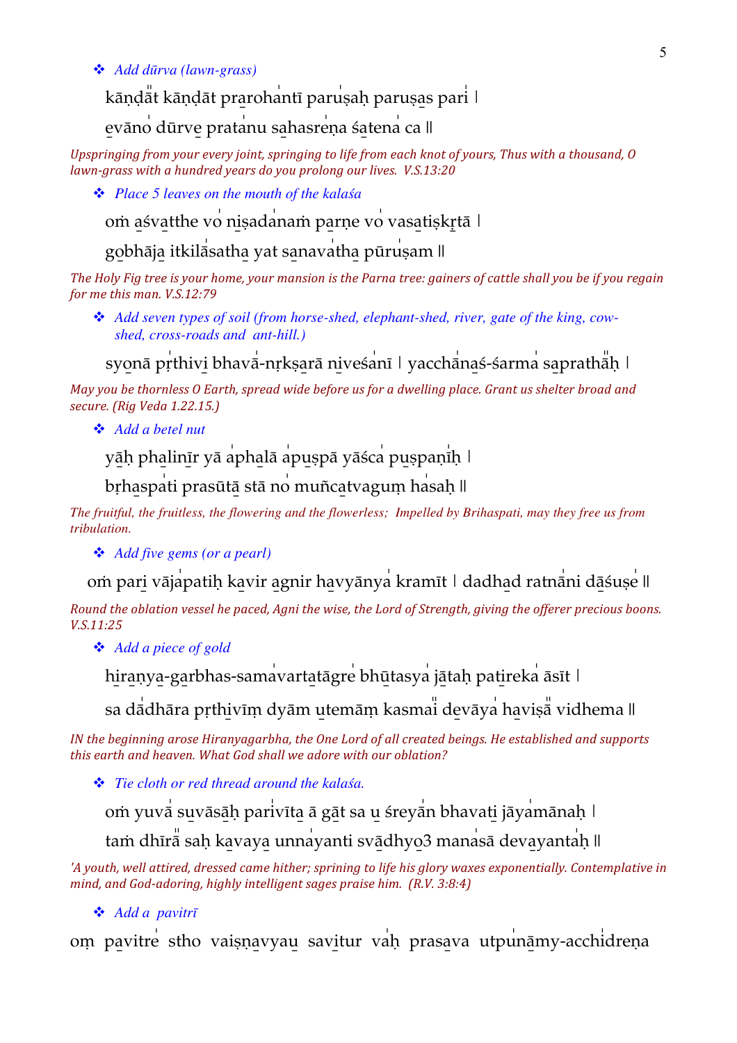❖ *Add dūrva (lawn-grass)*

kāṇḍ̍āt kāṇḍāt pra̱rohan̍tī paru̱ṣaḥ paruṣa̱s pari̍ |

e̱vāno̍ dūrve̱ pratan̍u sa̱hasre̍ṇa śa̱tena̍ ca ||

*Upspringing from your every joint, springing to life from each knot of yours, Thus with a thousand, O lawn-grass with a hundred years do you prolong our lives. V.S.13:20*

❖ *Place 5 leaves on the mouth of the kalaśa*

oṁ a̱śva̱tthe vo̍ ni̱ṣadan̍aṁ pa̱rṇe vo̍ vasa̱tiṣkṛ̱tā |

go̱bhāja̱ itkilā̍satha̱ yat sa̱nava̍tha̱ pūru̍ṣam ||

*The Holy Fig tree is your home, your mansion is the Parna tree: gainers of cattle shall you be if you regain for me this man. V.S.12:79*

❖ *Add seven types of soil (from horse-shed, elephant-shed, river, gate of the king, cow-shed, cross-roads and ant-hill.)*

syo̱nā pṛ̍thivi̱ bhavā̍-nṛkṣarā ni̱veśa̍nī | yacchā̍na̱ś-śarma̍ sa̱prath̍āḥ |

*May you be thornless O Earth, spread wide before us for a dwelling place. Grant us shelter broad and secure. (Rig Veda 1.22.15.)*

❖ *Add a betel nut*

yā̱ḥ pha̱linī̱r yā a̍pha̱lā a̍pu̱ṣpā yāśca̍ pu̱ṣpaṇī̍ḥ |

bṛ̱ha̱spa̍ti prasū̱tā̱ stā no̍ muñca̱tvagu̱ṃ ha̍saḥ ||

*The fruitful, the fruitless, the flowering and the flowerless; Impelled by Brihaspati, may they free us from tribulation.*

❖ *Add five gems (or a pearl)*

oṁ pari̱ vāja̍patiḥ ka̱vir a̱gnir ha̱vyānya̍ kramīt | dadha̱d ratnā̍ni dā̱śuṣe̍ ||

*Round the oblation vessel he paced, Agni the wise, the Lord of Strength, giving the offerer precious boons. V.S.11:25*

❖ *Add a piece of gold*

hira̱ṇya-ga̱rbhas-sama̍varta̱tāgre̍ bhū̱tasya̍ jā̱taḥ pati̱reka̍ āsīt |

sa dā̍dhāra pṛ̱thi̱vīṃ dyām u̱temāṃ kasmai̍ de̱vāya̍ ha̱viṣā̍ vidhema ||

*IN the beginning arose Hiranyagarbha, the One Lord of all created beings. He established and supports this earth and heaven. What God shall we adore with our oblation?*

❖ *Tie cloth or red thread around the kalaśa.*

oṁ yuvā̍ su̱vāsā̱ḥ pari̍vīta̱ ā gā̱t sa u̱ śreyā̍n bhavati̱ jāya̍mānaḥ |

taṁ dhīrā̍ saḥ ka̱vaya̱ unna̍yanti svā̱dhyo̱3 mana̍sā de̱vaya̍ntaḥ ||

*'A youth, well attired, dressed came hither; sprining to life his glory waxes exponentially. Contemplative in mind, and God-adoring, highly intelligent sages praise him. (R.V. 3:8:4)*

❖ *Add a pavitrī*

oṃ pa̱vitre̍ stho vaiṣṇa̱vyau̱ savi̱tur va̍ḥ prasa̱va utpu̍nā̱my-acchi̍dreṇa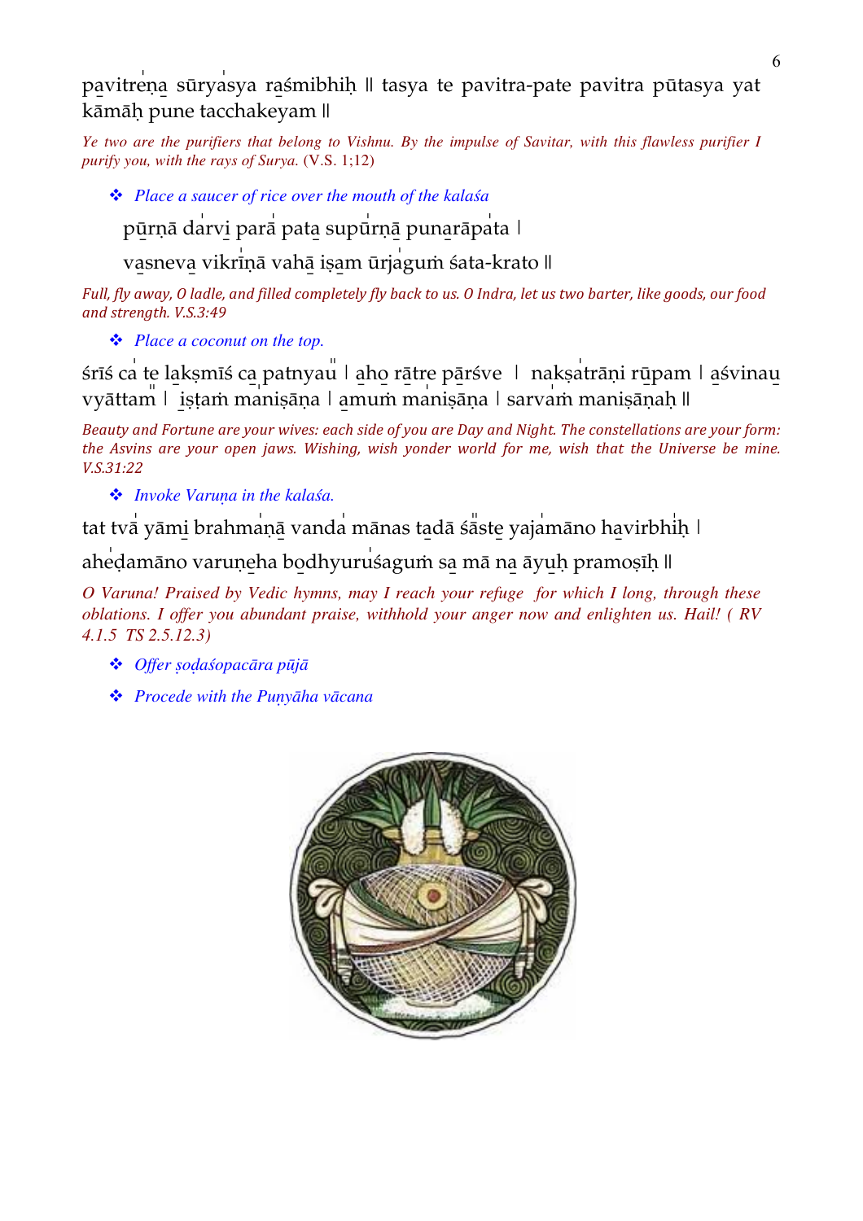pavitreṇa sūryasya raśmibhiḥ || tasya te pavitra-pate pavitra pūtasya yat kāmāḥ pune tacchakeyam ||

*Ye two are the purifiers that belong to Vishnu. By the impulse of Savitar, with this flawless purifier I purify you, with the rays of Surya.* (V.S. 1;12)

- *Place a saucer of rice over the mouth of the kalaśa*

pūrṇā darvi parā pata supūrṇā punarāpata |

vasneva vikrīṇā vahā iṣam ūrjaguṁ śata-krato ||

*Full, fly away, O ladle, and filled completely fly back to us. O Indra, let us two barter, like goods, our food and strength. V.S.3:49*

- *Place a coconut on the top.*

śrīś ca te lakṣmīś ca patnyau | aho rātre pārśve | nakṣatrāṇi rūpam | aśvinau vyāttam | iṣṭaṁ maniṣāṇa | amuṁ maniṣāṇa | sarvaṁ maniṣāṇaḥ ||

*Beauty and Fortune are your wives: each side of you are Day and Night. The constellations are your form: the Asvins are your open jaws. Wishing, wish yonder world for me, wish that the Universe be mine. V.S.31:22*

- *Invoke Varuṇa in the kalaśa.*

tat tvā yāmi brahmaṇā vanda mānas tadā śāste yajamāno havirbhiḥ |

aheḍamāno varuṇeha bodhyuruśaguṁ sa mā na āyuḥ pramoṣīḥ ||

*O Varuna! Praised by Vedic hymns, may I reach your refuge for which I long, through these oblations. I offer you abundant praise, withhold your anger now and enlighten us. Hail! ( RV 4.1.5 TS 2.5.12.3)*

- *Offer ṣoḍaśopacāra pūjā*
- *Procede with the Puṇyāha vācana*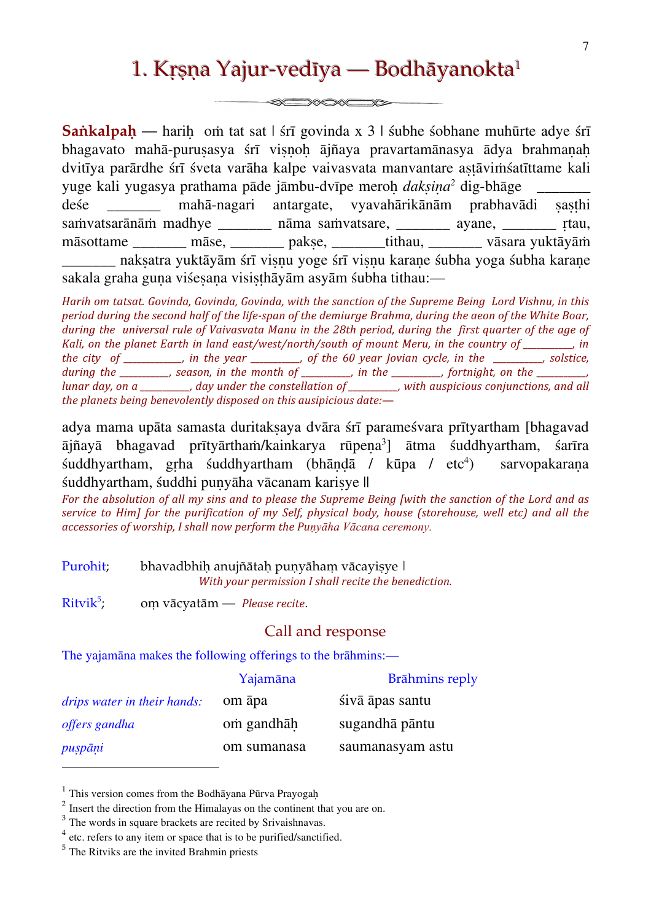# 1. Kṛṣṇa Yajur-vedīya — Bodhāyanokta[1]

**Saṅkalpaḥ** — hariḥ oṁ tat sat । śrī govinda x 3 । śubhe śobhane muhūrte adye śrī bhagavato mahā-puruṣasya śrī viṣṇoḥ ājñaya pravartamānasya ādya brahmaṇaḥ dvitīya parārdhe śrī śveta varāha kalpe vaivasvata manvantare aṣṭāviṁśatīttame kali yuge kali yugasya prathama pāde jāmbu-dvīpe meroḥ *dakṣiṇa*[2] dig-bhāge _______ deśe _______ mahā-nagari antargate, vyavahārikānām prabhavādi ṣaṣṭhi saṁvatsarānāṁ madhye _______ nāma saṁvatsare, _______ ayane, _______ ṛtau, māsottame _______ māse, _______ pakṣe, _______tithau, _______ vāsara yuktāyāṁ _______ nakṣatra yuktāyām śrī viṣṇu yoge śrī viṣṇu karaṇe śubha yoga śubha karaṇe sakala graha guṇa viśeṣaṇa visiṣṭhāyām asyām śubha tithau:—

*Harih om tatsat. Govinda, Govinda, Govinda, with the sanction of the Supreme Being Lord Vishnu, in this period during the second half of the life-span of the demiurge Brahma, during the aeon of the White Boar, during the universal rule of Vaivasvata Manu in the 28th period, during the first quarter of the age of Kali, on the planet Earth in land east/west/north/south of mount Meru, in the country of _________, in the city of ___________, in the year _________, of the 60 year Jovian cycle, in the _________, solstice, during the _________, season, in the month of _________, in the _________, fortnight, on the _________, lunar day, on a _________, day under the constellation of _________, with auspicious conjunctions, and all the planets being benevolently disposed on this ausipicious date:—*

adya mama upāta samasta duritakṣaya dvāra śrī parameśvara prītyartham [bhagavad ājñayā bhagavad prītyārthaṁ/kainkarya rūpeṇa[3]] ātma śuddhyartham, śarīra śuddhyartham, gṛha śuddhyartham (bhāṇḍā / kūpa / etc[4]) sarvopakaraṇa śuddhyartham, śuddhi puṇyāha vācanam kariṣye ॥

*For the absolution of all my sins and to please the Supreme Being [with the sanction of the Lord and as service to Him] for the purification of my Self, physical body, house (storehouse, well etc) and all the accessories of worship, I shall now perform the Puṇyāha Vācana ceremony.*

Purohit; bhavadbhiḥ anujñātaḥ puṇyāhaṃ vācayiṣye ।
*With your permission I shall recite the benediction.*

Ritvik[5]; oṃ vācyatām — *Please recite*.

## Call and response

The yajamāna makes the following offerings to the brāhmins:—

| | Yajamāna | Brāhmins reply |
|---|---|---|
| *drips water in their hands:* | om āpa | śivā āpas santu |
| *offers gandha* | oṁ gandhāḥ | sugandhā pāntu |
| *puṣpāṇi* | om sumanasa | saumanasyam astu |

---

[1] This version comes from the Bodhāyana Pūrva Prayogaḥ
[2] Insert the direction from the Himalayas on the continent that you are on.
[3] The words in square brackets are recited by Srivaishnavas.
[4] etc. refers to any item or space that is to be purified/sanctified.
[5] The Ritviks are the invited Brahmin priests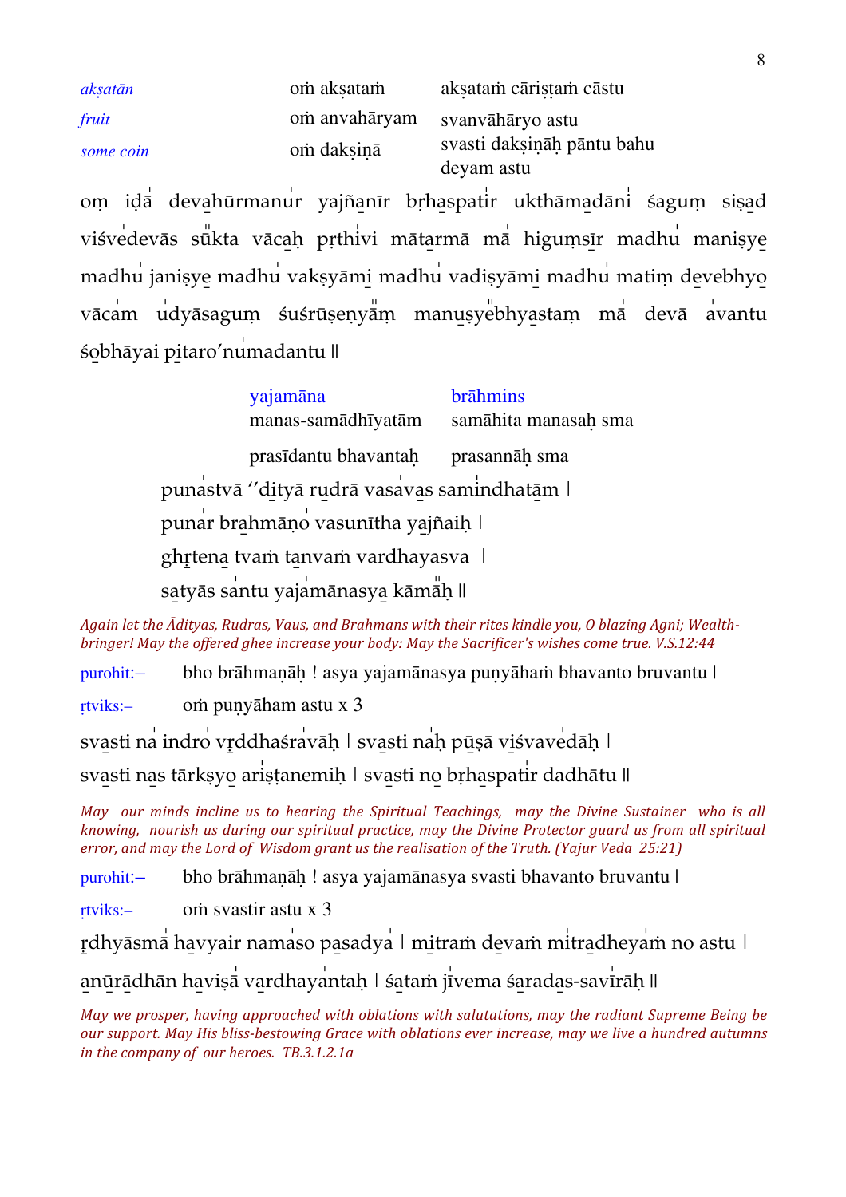| | | |
|---|---|---|
| *akṣatān* | oṁ akṣataṁ | akṣataṁ cāriṣṭaṁ cāstu |
| *fruit* | oṁ anvahāryam | svanvāhāryo astu |
| *some coin* | oṁ dakṣiṇā | svasti dakṣiṇāḥ pāntu bahu deyam astu |

oṃ iḍā devahūrmanur yajñanīr bṛhaspatir ukthāmadāni śaguṃ siṣad viśvedevās sūkta vācaḥ pṛthivi mātarmā mā higuṃsīr madhu maniṣye madhu janiṣye madhu vakṣyāmi madhu vadiṣyāmi madhu matiṃ devebhyo vācam udyāsaguṃ śuśrūṣeṇyāṃ manuṣyebhyastaṃ mā devā avantu śobhāyai pitaro'numadantu ||

| yajamāna | brāhmins |
|---|---|
| manas-samādhīyatām | samāhita manasaḥ sma |
| prasīdantu bhavantaḥ | prasannāḥ sma |

punastvā ''dityā rudrā vasavas samindhatām |
punar brahmāṇo vasunītha yajñaiḥ |
ghṛtena tvaṁ tanvaṁ vardhayasva |
satyās santu yajamānasya kāmāḥ ||

*Again let the Ādityas, Rudras, Vaus, and Brahmans with their rites kindle you, O blazing Agni; Wealth-bringer! May the offered ghee increase your body: May the Sacrificer's wishes come true. V.S.12:44*

purohit:– bho brāhmaṇāḥ ! asya yajamānasya puṇyāhaṁ bhavanto bruvantu |

ṛtviks:– oṁ puṇyāham astu x 3

svasti na indro vṛddhaśravāḥ | svasti naḥ pūṣā viśvavedāḥ |
svasti nas tārkṣyo ariṣṭanemiḥ | svasti no bṛhaspatir dadhātu ||

*May our minds incline us to hearing the Spiritual Teachings, may the Divine Sustainer who is all knowing, nourish us during our spiritual practice, may the Divine Protector guard us from all spiritual error, and may the Lord of Wisdom grant us the realisation of the Truth. (Yajur Veda 25:21)*

purohit:– bho brāhmaṇāḥ ! asya yajamānasya svasti bhavanto bruvantu |

ṛtviks:– oṁ svastir astu x 3

ṛdhyāsmā havyair namaso pasadya | mitraṁ devaṁ mitradheyaṁ no astu |
anūrādhān haviṣā vardhayantaḥ | śataṁ jīvema śaradas-savīrāḥ ||

*May we prosper, having approached with oblations with salutations, may the radiant Supreme Being be our support. May His bliss-bestowing Grace with oblations ever increase, may we live a hundred autumns in the company of our heroes. TB.3.1.2.1a*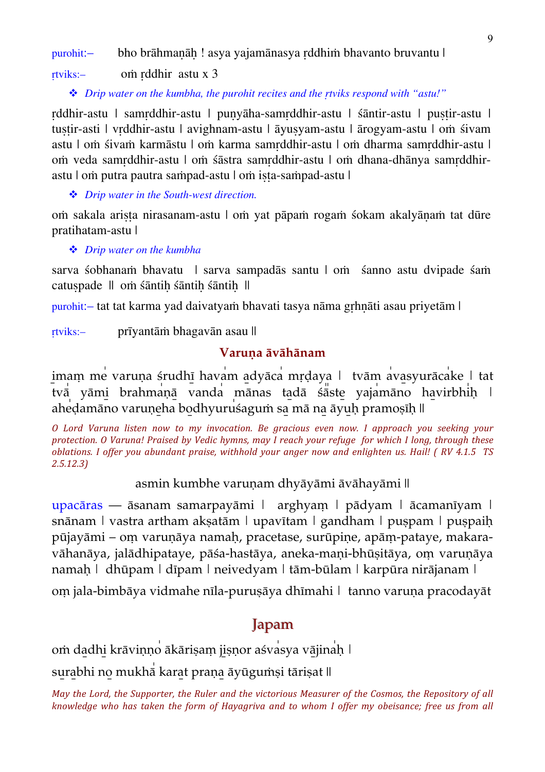purohit:– bho brāhmaṇāḥ ! asya yajamānasya ṛddhiṁ bhavanto bruvantu |

ṛtviks:– oṁ ṛddhir astu x 3

❖ *Drip water on the kumbha, the purohit recites and the ṛtviks respond with "astu!"*

ṛddhir-astu | samṛddhir-astu | puṇyāha-samṛddhir-astu | śāntir-astu | puṣṭir-astu | tuṣṭir-asti | vṛddhir-astu | avighnam-astu | āyuṣyam-astu | ārogyam-astu | oṁ śivam astu | oṁ śivaṁ karmāstu | oṁ karma samṛddhir-astu | oṁ dharma samṛddhir-astu | oṁ veda samṛddhir-astu | oṁ śāstra samṛddhir-astu | oṁ dhana-dhānya samṛddhir-astu | oṁ putra pautra saṁpad-astu | oṁ iṣṭa-saṁpad-astu |

❖ *Drip water in the South-west direction.*

oṁ sakala ariṣṭa nirasanam-astu | oṁ yat pāpaṁ rogaṁ śokam akalyāṇaṁ tat dūre pratihatam-astu |

❖ *Drip water on the kumbha*

sarva śobhanaṁ bhavatu | sarva sampadās santu | oṁ śanno astu dvipade śaṁ catuṣpade || oṁ śāntiḥ śāntiḥ śāntiḥ ||

purohit:– tat tat karma yad daivatyaṁ bhavati tasya nāma gṛhṇāti asau priyetām |

ṛtviks:– prīyantāṁ bhagavān asau ||

## Varuṇa āvāhānam

imaṃ me varuṇa śrudhī havam adyāca mṛḍaya | tvām avasyurācake | tat tvā yāmi brahmaṇā vanda mānas tadā śāste yajamāno havirbhiḥ | aheḍamāno varuṇeha bodhyuruśaguṁ sa mā na āyuḥ pramoṣīḥ ||

*O Lord Varuna listen now to my invocation. Be gracious even now. I approach you seeking your protection. O Varuna! Praised by Vedic hymns, may I reach your refuge for which I long, through these oblations. I offer you abundant praise, withhold your anger now and enlighten us. Hail! ( RV 4.1.5 TS 2.5.12.3)*

asmin kumbhe varuṇam dhyāyāmi āvāhayāmi ||

upacāras — āsanam samarpayāmi | arghyaṃ | pādyam | ācamanīyam | snānam | vastra artham akṣatām | upavītam | gandham | puṣpam | puṣpaiḥ pūjayāmi – oṃ varuṇāya namaḥ, pracetase, surūpiṇe, apāṃ-pataye, makara-vāhanāya, jalādhipataye, pāśa-hastāya, aneka-maṇi-bhūṣitāya, oṃ varuṇāya namaḥ | dhūpam | dīpam | neivedyam | tām-būlam | karpūra nirājanam |

oṃ jala-bimbāya vidmahe nīla-puruṣāya dhīmahi | tanno varuṇa pracodayāt

## Japam

oṁ dadhi krāviṇṇo ākāriṣaṃ jiṣṇor aśvasya vājinaḥ |

surabhi no mukhā karat praṇa āyūguṁṣi tāriṣat ||

*May the Lord, the Supporter, the Ruler and the victorious Measurer of the Cosmos, the Repository of all knowledge who has taken the form of Hayagriva and to whom I offer my obeisance; free us from all*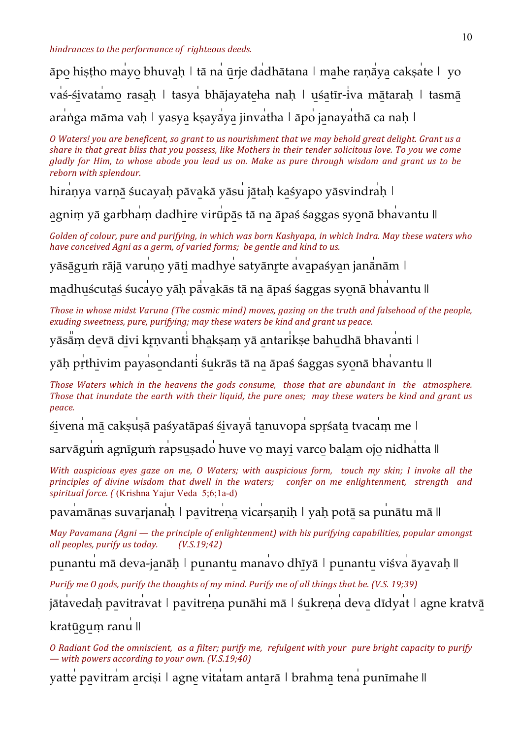*hindrances to the performance of righteous deeds.*

āpo̱ hiṣṭho ma̍yo̱ bhuva̱ḥ | tā na̍ ū̱rje da̍dhātana | ma̱he raṇā̍ya̱ cakṣa̍te | yo va̍ś-śi̱vata̍mo̱ rasa̱ḥ | tasya̍ bhājayate̱ha naḥ | u̱śa̱tīr-i̍va mā̱taraḥ | tasmā̱ ara̍ṅga māma vaḥ | yasya̱ kṣayā̍ya̱ jinva̍tha | āpo̍ ja̱naya̍thā ca naḥ |

*O Waters! you are beneficent, so grant to us nourishment that we may behold great delight. Grant us a share in that great bliss that you possess, like Mothers in their tender solicitous love. To you we come gladly for Him, to whose abode you lead us on. Make us pure through wisdom and grant us to be reborn with splendour.*

hira̍ṇya varṇā̱ śucayaḥ pāva̱kā yāsu̍ jā̱taḥ ka̱śyapo yāsvindra̍ḥ |

a̱gniṃ yā garbha̍ṃ dadhi̱re virū̍pās tā na̱ āpaś śaggas syo̱nā bha̍vantu ||

*Golden of colour, pure and purifying, in which was born Kashyapa, in which Indra. May these waters who have conceived Agni as a germ, of varied forms; be gentle and kind to us.*

yāsā̱gu̱ṁ rājā̱ varu̍ṇo̱ yāti̱ madhye̍ satyānṛ̱te a̍va̱paśya̱n janā̍nām |

ma̱dhu̱ścuta̱ś śuca̍yo̱ yāḥ pā̍va̱kās tā na̱ āpaś śaggas syo̱nā bha̍vantu ||

*Those in whose midst Varuna (The cosmic mind) moves, gazing on the truth and falsehood of the people, exuding sweetness, pure, purifying; may these waters be kind and grant us peace.*

yāsā̎ṃ de̱vā di̱vi kṛ̱ṇvanti̍ bha̱kṣaṃ yā a̱ntari̍kṣe bahu̱dhā bhava̍nti |

yāḥ pṛ̍thi̱vim paya̍so̱ndanti̍ śu̱krās tā na̱ āpaś śaggas syo̱nā bha̍vantu ||

*Those Waters which in the heavens the gods consume, those that are abundant in the atmosphere. Those that inundate the earth with their liquid, the pure ones; may these waters be kind and grant us peace.*

śi̱vena̍ mā̱ cakṣu̍ṣā paśyatāpaś śi̱vayā̍ ta̱nuvopa̍ spṛśata̱ tvaca̍ṃ me |

sarvāgu̍ṁ agnīguṃ ra̍psu̱ṣado̍ huve vo̱ mayi̱ varco̱ bala̱m ojo̱ nidha̍tta ||

*With auspicious eyes gaze on me, O Waters; with auspicious form, touch my skin; I invoke all the principles of divine wisdom that dwell in the waters; confer on me enlightenment, strength and spiritual force. (* (Krishna Yajur Veda 5;6;1a-d)

pava̍māna̱s suva̱rjana̱ḥ | pa̱vitre̍ṇa̱ vica̍rṣaṇiḥ | yaḥ potā̱ sa pu̍nātu mā ||

*May Pavamana (Agni — the principle of enlightenment) with his purifying capabilities, popular amongst all peoples, purify us today. (V.S.19;42)*

pu̱nantu̍ mā deva-ja̱nāḥ | pu̱nantu̱ mana̍vo dhī̱yā | pu̱nantu̱ viśva̍ āya̱vaḥ ||

*Purify me O gods, purify the thoughts of my mind. Purify me of all things that be. (V.S. 19;39)*

jātavedaḥ pa̱vitra̍vat | pa̱vitre̍ṇa punāhi mā | śu̱kreṇa̍ deva̱ dīdya̍t | agne kratvā̱ kratū̱guṃ ranu̍ ||

*O Radiant God the omniscient, as a filter; purify me, refulgent with your pure bright capacity to purify — with powers according to your own. (V.S.19;40)*

yatte̍ pa̱vitra̍m a̱rciṣi | agne̱ vita̍tam anta̱rā | brahma̱ tena̍ punīmahe ||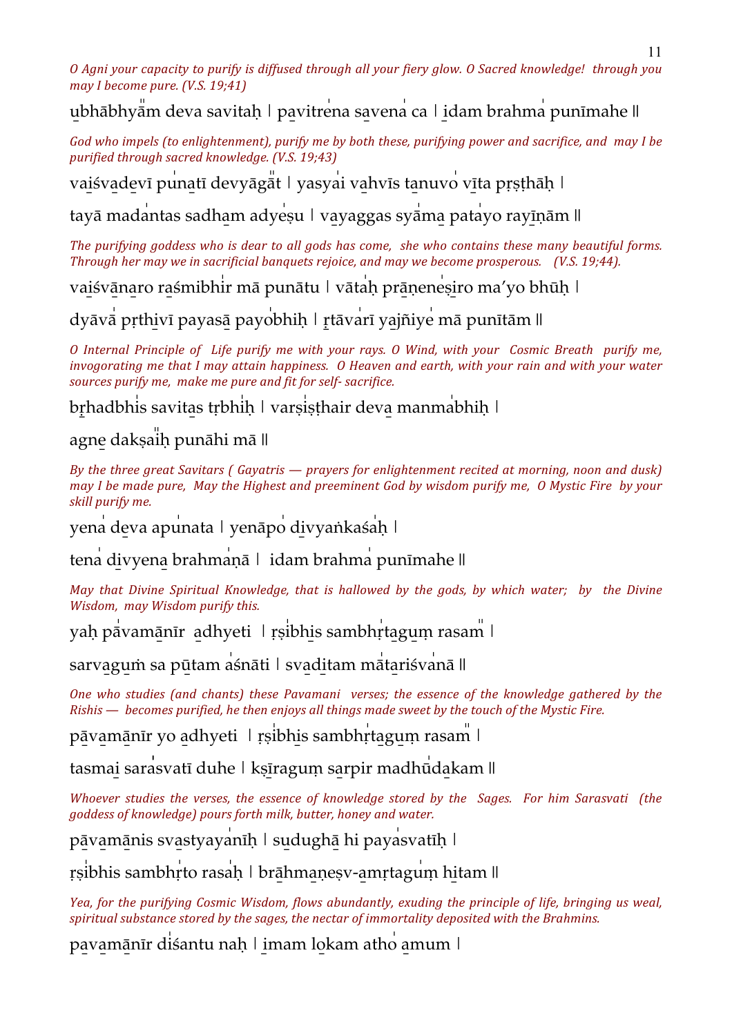*O Agni your capacity to purify is diffused through all your fiery glow. O Sacred knowledge! through you may I become pure. (V.S. 19;41)*

u̱bhābhyā̎m deva savitaḥ | pa̱vitre̍na sa̱vena̍ ca | i̱dam brahma̍ punīmahe ||

*God who impels (to enlightenment), purify me by both these, purifying power and sacrifice, and may I be purified through sacred knowledge. (V.S. 19;43)*

vai̱śva̱de̱vī pu̍na̱tī devyāgā̎t | yasyai̍ va̱hvīs ta̱nuvo̍ vī̱ta pṛṣṭhāḥ |

tayā mada̍ntas sadha̱m adye̍ṣu | va̱yaggas syā̍ma̱ pata̍yo rayī̱ṇām ||

*The purifying goddess who is dear to all gods has come, she who contains these many beautiful forms. Through her may we in sacrificial banquets rejoice, and may we become prosperous. (V.S. 19;44).*

vai̱śvā̱na̱ro ra̱śmibhi̍r mā punātu | vāta̍ḥ prā̱ṇene̍ṣi̱ro ma'yo bhūḥ |

dyāvā̍ pṛthi̱vī payasā payo̍bhiḥ | ṛ̱tāva̍rī ya̱jñiye̍ mā punītām ||

*O Internal Principle of Life purify me with your rays. O Wind, with your Cosmic Breath purify me, invogorating me that I may attain happiness. O Heaven and earth, with your rain and with your water sources purify me, make me pure and fit for self- sacrifice.*

bṛ̱hadbhi̍s savi̱tas tṛbhi̍ḥ | varṣi̍ṣṭhair deva̱ manma̍bhiḥ |

agne̱ dakṣai̎ḥ punāhi mā ||

*By the three great Savitars ( Gayatris — prayers for enlightenment recited at morning, noon and dusk) may I be made pure, May the Highest and preeminent God by wisdom purify me, O Mystic Fire by your skill purify me.*

yena̍ de̱va apu̍nata | yenāpo̍ di̱vyaṅkaśa̍ḥ |

tena̍ di̱vyena̱ brahma̍ṇā | idam brahma̍ punīmahe ||

*May that Divine Spiritual Knowledge, that is hallowed by the gods, by which water; by the Divine Wisdom, may Wisdom purify this.*

yaḥ pā̍vamā̱nīr a̱dhyeti | ṛṣi̍bhi̱s sambhṛ̍ta̱gu̱ṃ rasa̎m |

sarva̱guṁ sa pū̱tam a̍śnāti | sva̱di̱tam mā̍ta̱riśva̍nā ||

*One who studies (and chants) these Pavamani verses; the essence of the knowledge gathered by the Rishis — becomes purified, he then enjoys all things made sweet by the touch of the Mystic Fire.*

pā̱va̱mā̱nīr yo a̱dhyeti | ṛṣi̍bhi̱s sambhṛ̍ta̱gu̱ṃ rasa̎m |

tasmai̱ sara̍svatī duhe | kṣī̱raguṃ sa̱rpir madhū̍da̱kam ||

*Whoever studies the verses, the essence of knowledge stored by the Sages. For him Sarasvati (the goddess of knowledge) pours forth milk, butter, honey and water.*

pā̱va̱mā̱nis sva̱styaya̍nīḥ | su̱dughā̱ hi paya̍svatīḥ |

ṛṣi̍bhis sambhṛ̍to rasa̍ḥ | brā̱hma̱ṇeṣv-a̱mṛtagu̍ṃ hi̱tam ||

*Yea, for the purifying Cosmic Wisdom, flows abundantly, exuding the principle of life, bringing us weal, spiritual substance stored by the sages, the nectar of immortality deposited with the Brahmins.*

pa̱va̱mā̱nīr di̍śantu naḥ | i̱mam lo̱kam atho̍ a̱mum |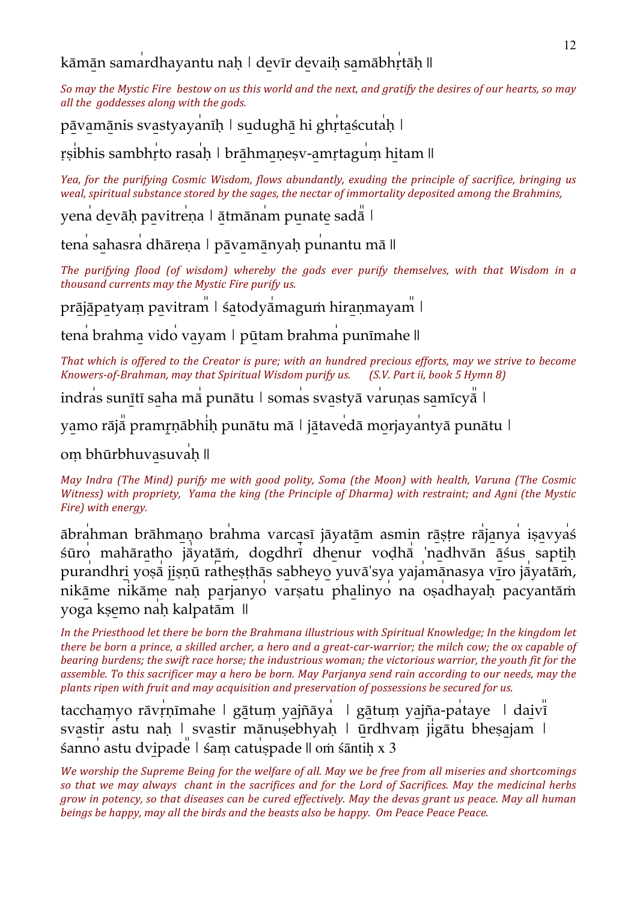kāmān samardhayantu naḥ | devīr devaiḥ samābhṛtāḥ ||

*So may the Mystic Fire bestow on us this world and the next, and gratify the desires of our hearts, so may all the goddesses along with the gods.*

pāvamānis svastyayanīḥ | sudughā hi ghṛtaścutaḥ |

ṛṣibhis sambhṛto rasaḥ | brāhmaṇeṣv-amṛtaguṃ hitam ||

*Yea, for the purifying Cosmic Wisdom, flows abundantly, exuding the principle of sacrifice, bringing us weal, spiritual substance stored by the sages, the nectar of immortality deposited among the Brahmins,*

yena devāḥ pavitreṇa | ātmānam punate sadā |

tena sahasra dhāreṇa | pāvamānyaḥ punantu mā ||

*The purifying flood (of wisdom) whereby the gods ever purify themselves, with that Wisdom in a thousand currents may the Mystic Fire purify us.*

prājāpatyaṃ pavitram | śatodyāmaguṁ hiraṇmayam |

tena brahma vido vayam | pūtam brahma punīmahe ||

*That which is offered to the Creator is pure; with an hundred precious efforts, may we strive to become Knowers-of-Brahman, may that Spiritual Wisdom purify us. (S.V. Part ii, book 5 Hymn 8)*

indras sunītī saha mā punātu | somas svastyā varuṇas samīcyā |

yamo rājā pramṛṇābhiḥ punātu mā | jātavedā morjayantyā punātu |

oṃ bhūrbhuvasuvaḥ ||

*May Indra (The Mind) purify me with good polity, Soma (the Moon) with health, Varuna (The Cosmic Witness) with propriety, Yama the king (the Principle of Dharma) with restraint; and Agni (the Mystic Fire) with energy.*

ābrahman brāhmaṇo brahma varcasī jāyatām asmin rāṣṭre rājanya iṣavyaś śūro mahāratho jāyatāṁ, dogdhrī dhenur voḍhā 'nadhvān āśus saptiḥ purandhri yoṣā jiṣṇū ratheṣṭhās sabheyo yuvā'sya yajamānasya vīro jāyatāṁ, nikāme nikāme naḥ parjanyo varṣatu phalinyo na oṣadhayaḥ pacyantāṁ yoga kṣemo naḥ kalpatām ||

*In the Priesthood let there be born the Brahmana illustrious with Spiritual Knowledge; In the kingdom let there be born a prince, a skilled archer, a hero and a great-car-warrior; the milch cow; the ox capable of bearing burdens; the swift race horse; the industrious woman; the victorious warrior, the youth fit for the assemble. To this sacrificer may a hero be born. May Parjanya send rain according to our needs, may the plants ripen with fruit and may acquisition and preservation of possessions be secured for us.*

tacchaṃyo rāvṛṇīmahe | gātuṃ yajñāya | gātuṃ yajña-pataye | daivī svastir astu naḥ | svastir mānuṣebhyaḥ | ūrdhvaṃ jigātu bheṣajam | śanno astu dvipade | śaṃ catuṣpade || oṁ śāntiḥ x 3

*We worship the Supreme Being for the welfare of all. May we be free from all miseries and shortcomings so that we may always chant in the sacrifices and for the Lord of Sacrifices. May the medicinal herbs grow in potency, so that diseases can be cured effectively. May the devas grant us peace. May all human beings be happy, may all the birds and the beasts also be happy. Om Peace Peace Peace.*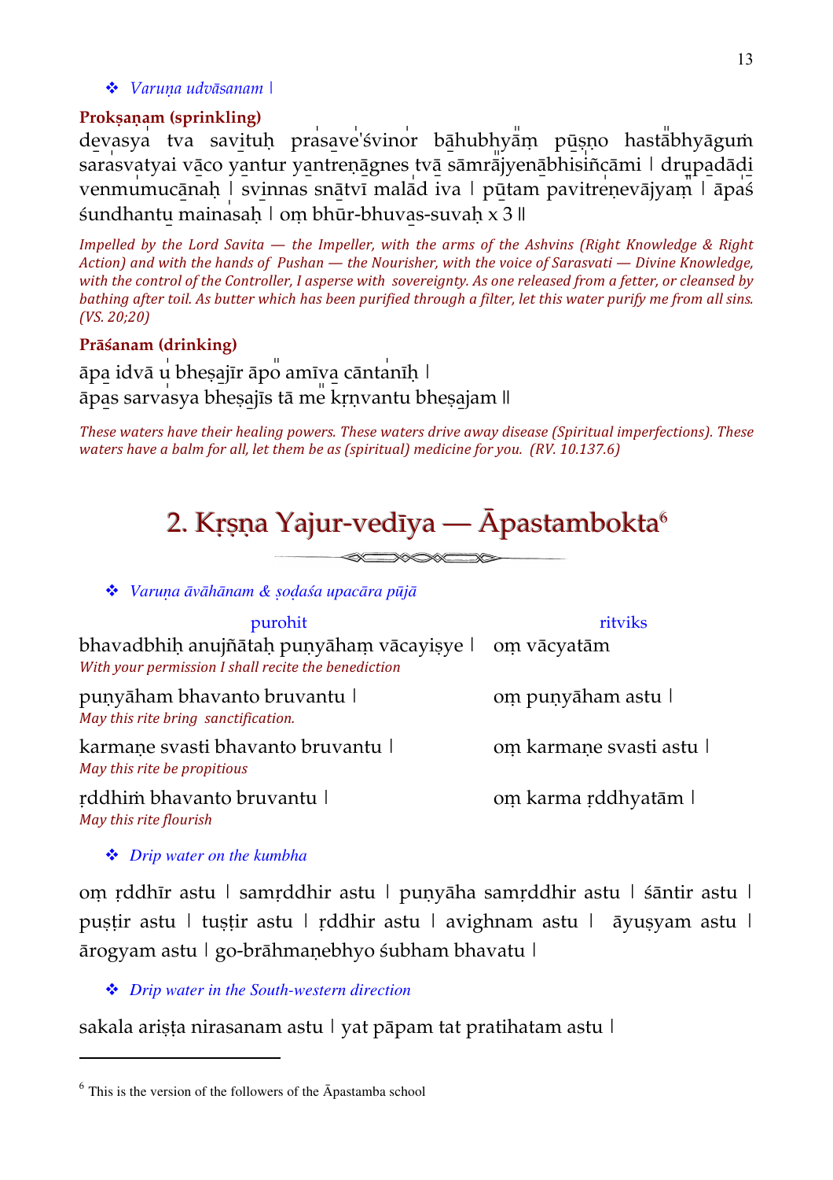❖ *Varuṇa udvāsanam* |

**Prokṣaṇam (sprinkling)**

devasya tva savituḥ prasave'śvinor bāhubhyām pūṣno hastābhyāgum sarasvatyai vāco yantur yantreṇāgnes tvā sāmrājyenābhisiñcāmi | drupadādi venmumucānaḥ | svinnas snātvī malād iva | pūtam pavitreṇevājyam | āpaś śundhantu mainasaḥ | oṃ bhūr-bhuvas-suvaḥ x 3 ||

*Impelled by the Lord Savita — the Impeller, with the arms of the Ashvins (Right Knowledge & Right Action) and with the hands of Pushan — the Nourisher, with the voice of Sarasvati — Divine Knowledge, with the control of the Controller, I asperse with sovereignty. As one released from a fetter, or cleansed by bathing after toil. As butter which has been purified through a filter, let this water purify me from all sins. (VS. 20;20)*

**Prāśanam (drinking)**

āpa idvā u bheṣajīr āpo amīva cāntanīḥ |
āpas sarvasya bheṣajīs tā me kṛṇvantu bheṣajam ||

*These waters have their healing powers. These waters drive away disease (Spiritual imperfections). These waters have a balm for all, let them be as (spiritual) medicine for you. (RV. 10.137.6)*

## 2. Kṛṣṇa Yajur-vedīya — Āpastambokta[6]

❖ *Varuṇa āvāhānam & ṣoḍaśa upacāra pūjā*

| purohit | ritviks |
|---|---|
| bhavadbhiḥ anujñātaḥ puṇyāhaṃ vācayiṣye \| *With your permission I shall recite the benediction* | oṃ vācyatām |
| puṇyāham bhavanto bruvantu \| *May this rite bring sanctification.* | oṃ puṇyāham astu \| |
| karmaṇe svasti bhavanto bruvantu \| *May this rite be propitious* | oṃ karmaṇe svasti astu \| |
| ṛddhiṁ bhavanto bruvantu \| *May this rite flourish* | oṃ karma ṛddhyatām \| |

❖ *Drip water on the kumbha*

oṃ ṛddhīr astu | samṛddhir astu | puṇyāha samṛddhir astu | śāntir astu | puṣṭir astu | tuṣṭir astu | ṛddhir astu | avighnam astu | āyuṣyam astu | ārogyam astu | go-brāhmaṇebhyo śubham bhavatu |

❖ *Drip water in the South-western direction*

sakala ariṣṭa nirasanam astu | yat pāpam tat pratihatam astu |

[6] This is the version of the followers of the Āpastamba school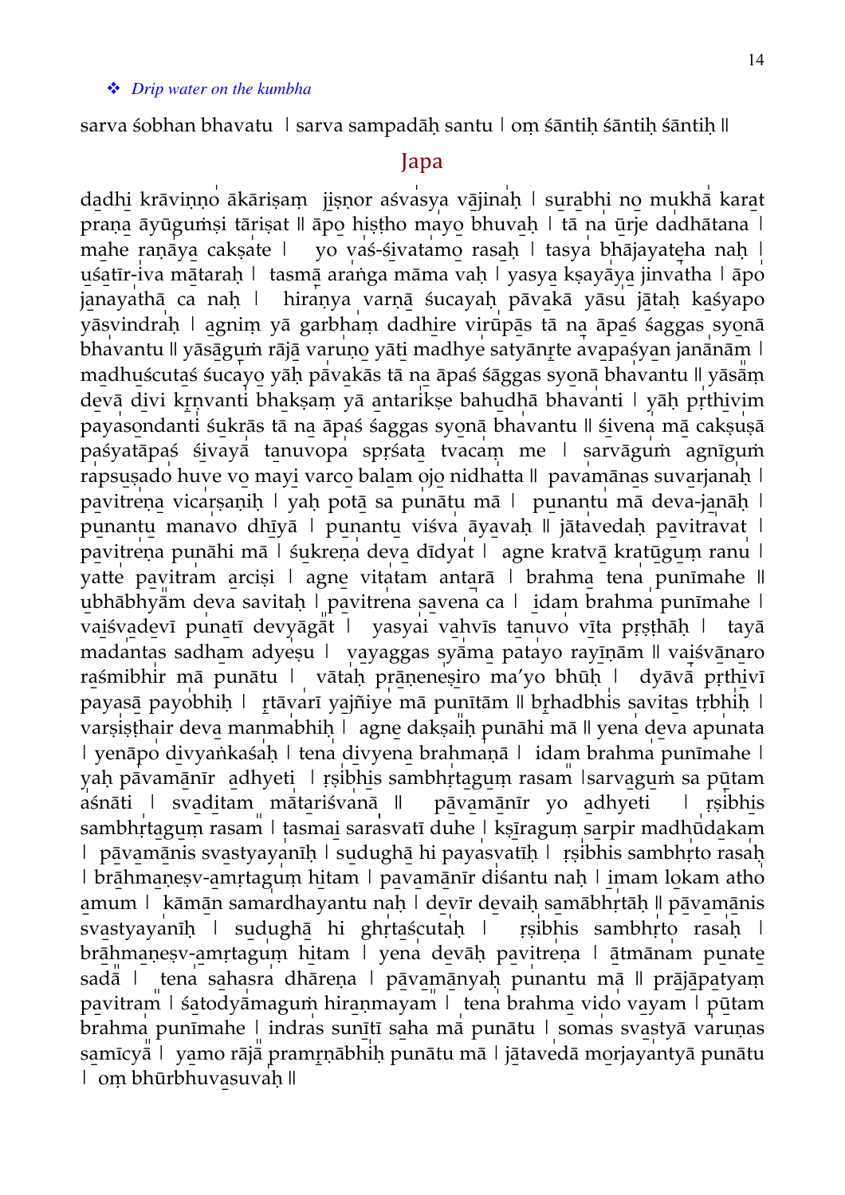❖ *Drip water on the kumbha*

sarva śobhan bhavatu । sarva sampadāḥ santu । oṃ śāntiḥ śāntiḥ śāntiḥ ॥

## Japa

dadhi krāvinno ākāriṣaṃ jiṣnor aśvasya vājinaḥ । surabhi no mukhā karat praṇa āyūguṃṣi tāriṣat ॥ āpo hiṣṭho mayo bhuvaḥ । tā na ūrje dadhātana । mahe raṇāya cakṣate । yo vaś-śivatamo rasaḥ । tasya bhājayateha naḥ । uśatīr-iva mātaraḥ । tasmā araṅga māma vaḥ । yasya kṣayāya jinvatha । āpo janayathā ca naḥ । hiraṇya varṇā śucayaḥ pāvakā yāsu jātaḥ kaśyapo yāsvindraḥ । agniṃ yā garbhaṃ dadhire virūpās tā na āpaś śaggas syonā bhavantu ॥ yāsāguṃ rājā varuṇo yāti madhye satyānṛte avapaśyan janānām । madhuścutaś śucayo yāḥ pāvakās tā na āpaś śāggas syonā bhavantu ॥ yāsām devā divi kṛṇvanti bhakṣaṃ yā antarikṣe bahudhā bhavanti । yāḥ pṛthivim payasondanti śukrās tā na āpaś śaggas syonā bhavantu ॥ śivena mā cakṣuṣā paśyatāpaś śivayā tanuvopa spṛśata tvacam me । sarvāguṃ agnīguṃ rapsuṣado huve vo mayi varco balam ojo nidhatta ॥ pavamānas suvarjanaḥ । pavitreṇa vicarṣaṇiḥ । yaḥ potā sa punātu mā । punantu mā deva-janāḥ । punantu manavo dhīyā । punantu viśva āyavaḥ ॥ jātavedaḥ pavitravat । pavitreṇa punāhi mā । śukreṇa deva dīdyat । agne kratvā kratūguṃ ranu । yatte pavitram arciṣi । agne vitatam antarā । brahma tena punīmahe ॥ ubhābhyām deva savitaḥ । pavitrena savena ca । idam brahma punīmahe । vaiśvadevī punatī devyāgāt । yasyai vahvīs tanuvo vīta pṛṣṭhāḥ । tayā madantas sadham adyeṣu । vayaggas syāma patayo rayīṇām ॥ vaiśvānaro raśmibhir mā punātu । vātaḥ prāṇeneṣiro ma'yo bhūḥ । dyāvā pṛthivī payasā payobhiḥ । ṛtāvarī yajñiye mā punītām ॥ bṛhadbhis savitas tṛbhiḥ । varṣiṣṭhair deva manmabhiḥ । agne dakṣaiḥ punāhi mā ॥ yena deva apunata । yenāpo divyaṅkaśaḥ । tena divyena brahmaṇā । idam brahma punīmahe । yaḥ pāvamānīr adhyeti । ṛṣibhis sambhṛtaguṃ rasam ।sarvaguṃ sa pūtam aśnāti । svaditam mātariśvanā ॥ pāvamānīr yo adhyeti । ṛṣibhis sambhṛtaguṃ rasam । tasmai sarasvatī duhe । kṣīraguṃ sarpir madhūdakam । pāvamānis svastyayanīḥ । sudughā hi payasvatīḥ । ṛṣibhis sambhṛto rasaḥ । brāhmaṇeṣv-amṛtaguṃ hitam । pavamānīr diśantu naḥ । imam lokam atho amum । kāmān samardhayantu naḥ । devīr devaiḥ samābhṛtāḥ ॥ pāvamānis svastyayanīḥ । sudughā hi ghṛtaścutaḥ । ṛṣibhis sambhṛto rasaḥ । brāhmaṇeṣv-amṛtaguṃ hitam । yena devāḥ pavitreṇa । ātmānam punate sadā । tena sahasra dhāreṇa । pāvamānyaḥ punantu mā ॥ prājāpatyaṃ pavitram । śatodyāmaguṃ hiraṇmayam । tena brahma vido vayam । pūtam brahma punīmahe । indras sunītī saha mā punātu । somas svastyā varuṇas samīcyā । yamo rājā pramṛṇābhiḥ punātu mā । jātavedā morjayantyā punātu । oṃ bhūrbhuvasuvaḥ ॥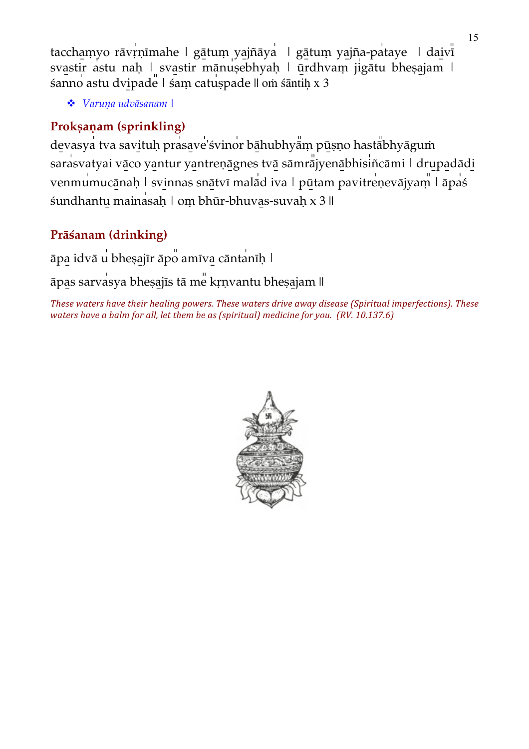tacchaṃyo rāvṛṇīmahe | gātuṃ yajñāya | gātuṃ yajña-pataye | daivī svastir astu naḥ | svastir mānuṣebhyaḥ | ūrdhvaṃ jigātu bheṣajam | śanno astu dvipade | śaṃ catuṣpade || oṁ śāntiḥ x 3

- *Varuṇa udvāsanam |*

## Prokṣaṇam (sprinkling)

devasya tva savituḥ prasave'śvinor bāhubhyāṃ pūṣṇo hastābhyāguṁ sarasvatyai vāco yantur yantreṇāgnes tvā sāmrājyenābhisiñcāmi | drupadādi venmumucānaḥ | svinnas snātvī malād iva | pūtam pavitreṇevājyam | āpaś śundhantu mainasaḥ | oṃ bhūr-bhuvas-suvaḥ x 3 ||

## Prāśanam (drinking)

āpa idvā u bheṣajīr āpo amīva cāntanīḥ |

āpas sarvasya bheṣajīs tā me kṛṇvantu bheṣajam ||

*These waters have their healing powers. These waters drive away disease (Spiritual imperfections). These waters have a balm for all, let them be as (spiritual) medicine for you. (RV. 10.137.6)*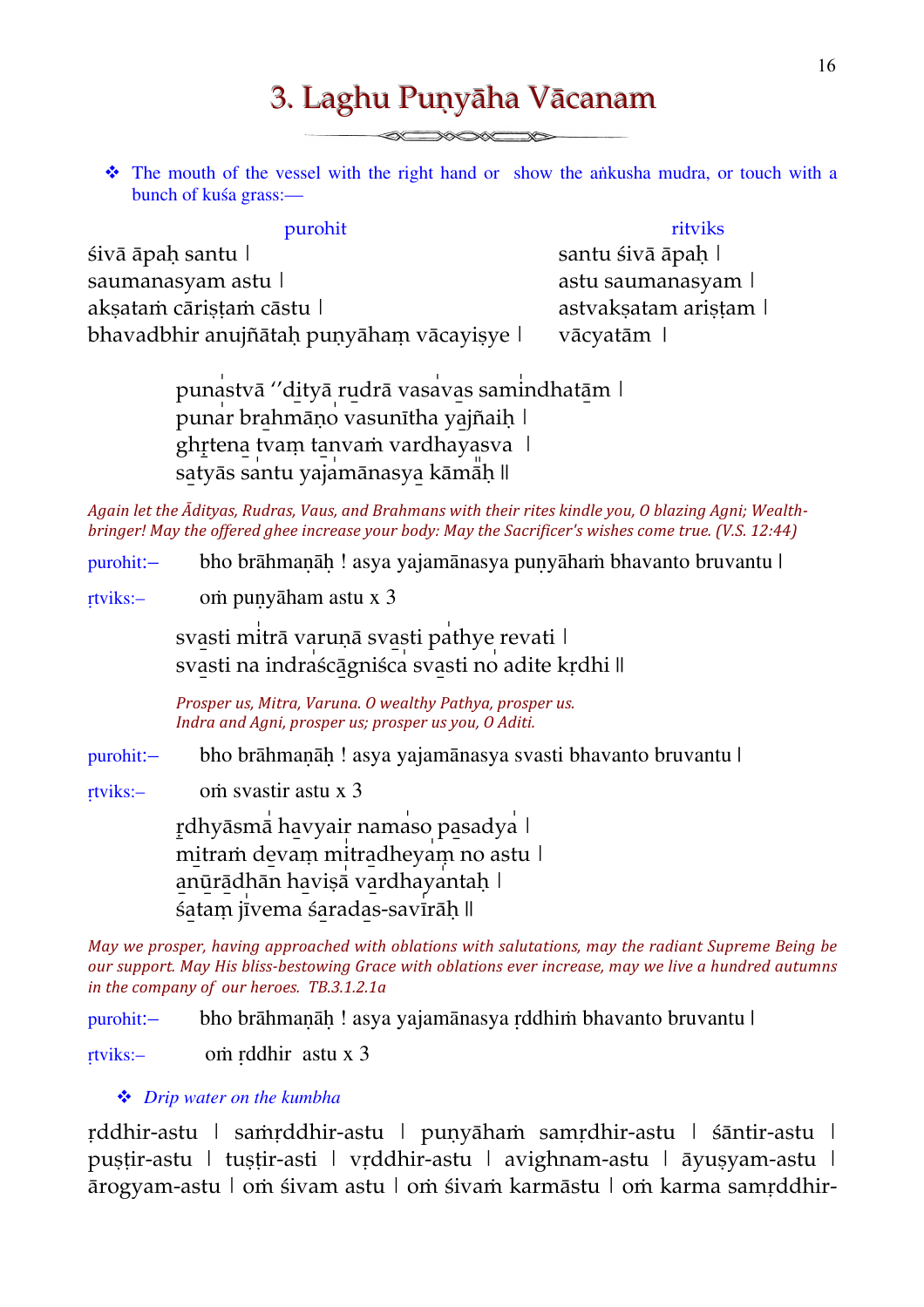# 3. Laghu Puṇyāha Vācanam

❖ The mouth of the vessel with the right hand or show the aṅkusha mudra, or touch with a bunch of kuśa grass:—

| purohit | ritviks |
|---|---|
| śivā āpaḥ santu ǀ | santu śivā āpaḥ ǀ |
| saumanasyam astu ǀ | astu saumanasyam ǀ |
| akṣataṁ cāriṣṭaṁ cāstu ǀ | astvakṣatam ariṣṭam ǀ |
| bhavadbhir anujñātaḥ puṇyāhaṃ vācayiṣye ǀ | vācyatām ǀ |

punastvā ’’dityā rudrā vasavas samindhatām ǀ
punar brahmāṇo vasunītha yajñaiḥ ǀ
ghṛtena tvaṃ tanvaṁ vardhayasva ǀ
satyās santu yajamānasya kāmāḥ ǁ

*Again let the Ādityas, Rudras, Vaus, and Brahmans with their rites kindle you, O blazing Agni; Wealth-bringer! May the offered ghee increase your body: May the Sacrificer's wishes come true. (V.S. 12:44)*

purohit:— bho brāhmaṇāḥ ! asya yajamānasya puṇyāhaṁ bhavanto bruvantu ǀ

ṛtviks:— oṁ puṇyāham astu x 3

svasti mitrā varuṇā svasti pathye revati ǀ
svasti na indraścāgniśca svasti no adite kṛdhi ǁ

*Prosper us, Mitra, Varuna. O wealthy Pathya, prosper us.*
*Indra and Agni, prosper us; prosper us you, O Aditi.*

purohit:— bho brāhmaṇāḥ ! asya yajamānasya svasti bhavanto bruvantu ǀ

ṛtviks:— oṁ svastir astu x 3

ṛdhyāsmā havyair namaso pasadya ǀ
mitraṁ devaṃ mitradheyaṃ no astu ǀ
anūrādhān haviṣā vardhayantaḥ ǀ
śataṃ jīvema śaradas-savīrāḥ ǁ

*May we prosper, having approached with oblations with salutations, may the radiant Supreme Being be our support. May His bliss-bestowing Grace with oblations ever increase, may we live a hundred autumns in the company of our heroes. TB.3.1.2.1a*

purohit:— bho brāhmaṇāḥ ! asya yajamānasya ṛddhiṁ bhavanto bruvantu ǀ

ṛtviks:— oṁ ṛddhir astu x 3

❖ *Drip water on the kumbha*

ṛddhir-astu ǀ saṁṛddhir-astu ǀ puṇyāhaṁ samṛdhir-astu ǀ śāntir-astu ǀ puṣṭir-astu ǀ tuṣṭir-asti ǀ vṛddhir-astu ǀ avighnam-astu ǀ āyuṣyam-astu ǀ ārogyam-astu ǀ oṁ śivam astu ǀ oṁ śivaṁ karmāstu ǀ oṁ karma samṛddhir-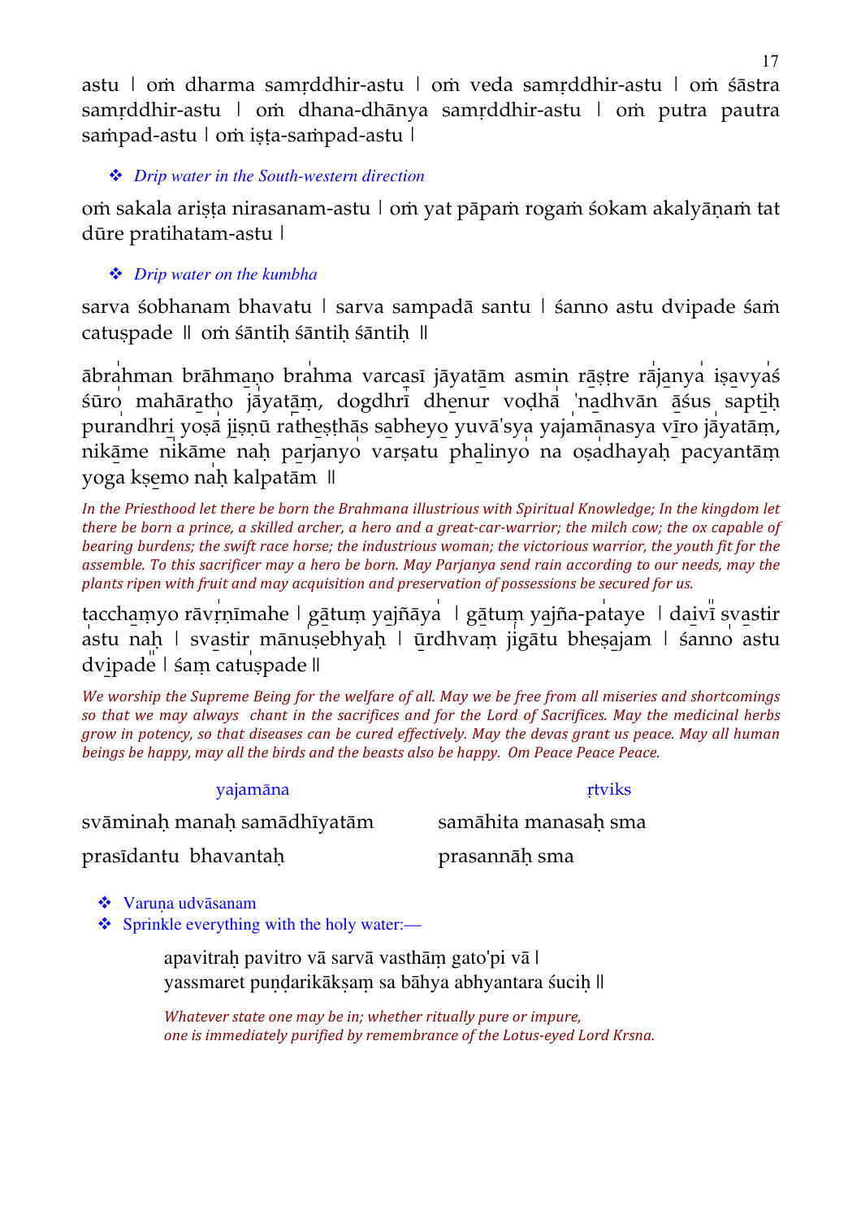astu | oṁ dharma samṛddhir-astu | oṁ veda samṛddhir-astu | oṁ śāstra samṛddhir-astu | oṁ dhana-dhānya samṛddhir-astu | oṁ putra pautra saṁpad-astu | oṁ iṣṭa-saṁpad-astu |

- *Drip water in the South-western direction*

oṁ sakala ariṣṭa nirasanam-astu | oṁ yat pāpaṁ rogaṁ śokam akalyāṇaṁ tat dūre pratihatam-astu |

- *Drip water on the kumbha*

sarva śobhanam bhavatu | sarva sampadā santu | śanno astu dvipade śaṁ catuṣpade || oṁ śāntiḥ śāntiḥ śāntiḥ ||

ābrahman brāhmaṇo brahma varcasī jāyatām asmin rāṣṭre rājanya iṣavyaś śūro mahāratho jāyatāṃ, dogdhrī dhenur voḍhā 'nadhvān āśus saptiḥ purandhri yoṣā jiṣṇū ratheṣṭhās sabheyo yuvā'sya yajamānasya vīro jāyatāṃ, nikāme nikāme naḥ parjanyo varṣatu phalinyo na oṣadhayaḥ pacyantāṃ yoga kṣemo naḥ kalpatām ||

*In the Priesthood let there be born the Brahmana illustrious with Spiritual Knowledge; In the kingdom let there be born a prince, a skilled archer, a hero and a great-car-warrior; the milch cow; the ox capable of bearing burdens; the swift race horse; the industrious woman; the victorious warrior, the youth fit for the assemble. To this sacrificer may a hero be born. May Parjanya send rain according to our needs, may the plants ripen with fruit and may acquisition and preservation of possessions be secured for us.*

tacchaṃyo rāvṛṇīmahe | gātuṃ yajñāya | gātuṃ yajña-pataye | daivī svastir astu naḥ | svastir mānuṣebhyaḥ | ūrdhvaṃ jigātu bheṣajam | śanno astu dvipade | śaṃ catuṣpade ||

*We worship the Supreme Being for the welfare of all. May we be free from all miseries and shortcomings so that we may always chant in the sacrifices and for the Lord of Sacrifices. May the medicinal herbs grow in potency, so that diseases can be cured effectively. May the devas grant us peace. May all human beings be happy, may all the birds and the beasts also be happy. Om Peace Peace Peace.*

| yajamāna | ṛtviks |
|---|---|
| svāminaḥ manaḥ samādhīyatām | samāhita manasaḥ sma |
| prasīdantu bhavantaḥ | prasannāḥ sma |

- Varuṇa udvāsanam
- Sprinkle everything with the holy water:—

> apavitraḥ pavitro vā sarvā vasthāṃ gato'pi vā |
> yassmaret puṇḍarikākṣaṃ sa bāhya abhyantara śuciḥ ||
>
> *Whatever state one may be in; whether ritually pure or impure,*
> *one is immediately purified by remembrance of the Lotus-eyed Lord Krsna.*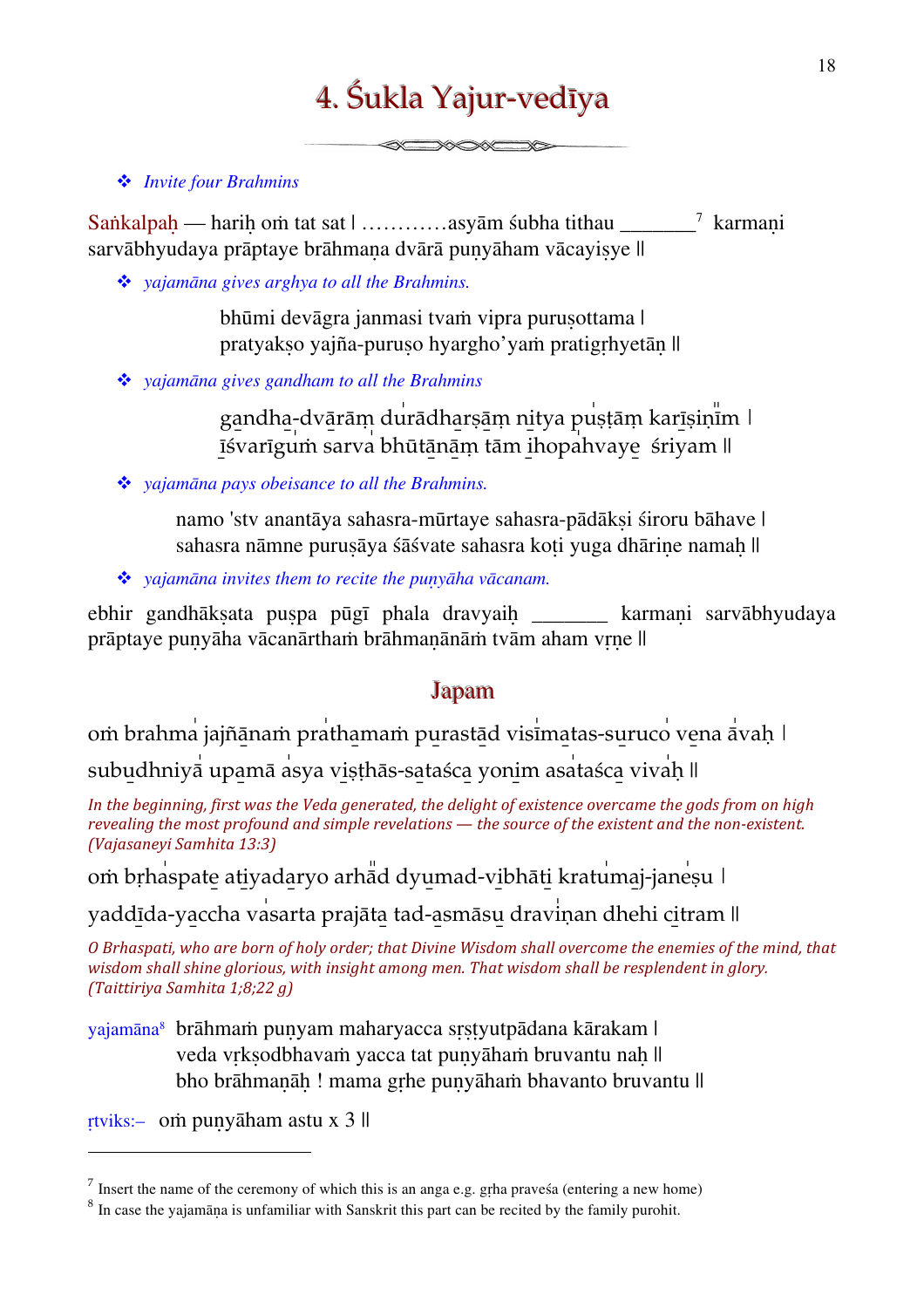# 4. Śukla Yajur-vedīya

- *Invite four Brahmins*

Saṅkalpaḥ — hariḥ oṁ tat sat | …………asyām śubha tithau _______[7] karmaṇi sarvābhyudaya prāptaye brāhmaṇa dvārā puṇyāham vācayiṣye ||

- *yajamāna gives arghya to all the Brahmins.*

> bhūmi devāgra janmasi tvaṁ vipra puruṣottama |
> pratyakṣo yajña-puruṣo hyargho'yaṁ pratigṛhyetāṇ ||

- *yajamāna gives gandham to all the Brahmins*

> gandha-dvārāṃ durādharṣāṃ nitya puṣṭāṃ karīṣiṇīm |
> īśvarīguṁ sarva bhūtānāṃ tām ihopahvaye śriyam ||

- *yajamāna pays obeisance to all the Brahmins.*

> namo 'stv anantāya sahasra-mūrtaye sahasra-pādākṣi śiroru bāhave |
> sahasra nāmne puruṣāya śāśvate sahasra koṭi yuga dhāriṇe namaḥ ||

- *yajamāna invites them to recite the puṇyāha vācanam.*

ebhir gandhākṣata puṣpa pūgī phala dravyaiḥ _______ karmaṇi sarvābhyudaya prāptaye puṇyāha vācanārthaṁ brāhmaṇānāṁ tvām aham vṛṇe ||

## Japam

oṁ brahma jajñānaṁ prathamaṁ purastād visīmatas-suruco vena āvaḥ |
subudhniyā upamā asya viṣṭhās-sataśca yonim asataśca vivaḥ ||

*In the beginning, first was the Veda generated, the delight of existence overcame the gods from on high revealing the most profound and simple revelations — the source of the existent and the non-existent. (Vajasaneyi Samhita 13:3)*

oṁ bṛhaspate atiyadaryo arhād dyumad-vibhāti kratumaj-janeṣu |
yaddīda-yaccha vasarta prajāta tad-asmāsu draviṇan dhehi citram ||

*O Brhaspati, who are born of holy order; that Divine Wisdom shall overcome the enemies of the mind, that wisdom shall shine glorious, with insight among men. That wisdom shall be resplendent in glory. (Taittiriya Samhita 1;8;22 g)*

yajamāna[8] brāhmaṁ puṇyam maharyacca sṛṣṭyutpādana kārakam |
veda vṛkṣodbhavaṁ yacca tat puṇyāhaṁ bruvantu naḥ ||
bho brāhmaṇāḥ ! mama gṛhe puṇyāhaṁ bhavanto bruvantu ||

ṛtviks:– oṁ puṇyāham astu x 3 ||

---

[7] Insert the name of the ceremony of which this is an anga e.g. gṛha praveśa (entering a new home)

[8] In case the yajamāṇa is unfamiliar with Sanskrit this part can be recited by the family purohit.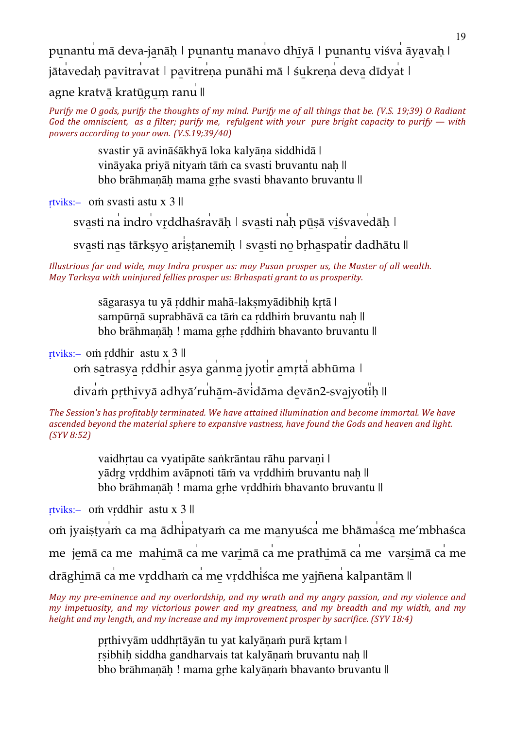punantu mā deva-janāḥ | punantu manavo dhīyā | punantu viśva āyavaḥ |
jātavedaḥ pavitravat | pavitreṇa punāhi mā | śukreṇa deva dīdyat |
agne kratvā kratūgum ranu ||

*Purify me O gods, purify the thoughts of my mind. Purify me of all things that be. (V.S. 19;39) O Radiant God the omniscient, as a filter; purify me, refulgent with your pure bright capacity to purify — with powers according to your own. (V.S.19;39/40)*

> svastir yā avināśākhyā loka kalyāṇa siddhidā |
> vināyaka priyā nityaṁ tāṁ ca svasti bruvantu naḥ ||
> bho brāhmaṇāḥ mama gṛhe svasti bhavanto bruvantu ||

ṛtviks:– oṁ svasti astu x 3 ||

> svasti na indro vṛddhaśravāḥ | svasti naḥ pūṣā viśvavedāḥ |
> svasti nas tārkṣyo ariṣṭanemiḥ | svasti no bṛhaspatir dadhātu ||

*Illustrious far and wide, may Indra prosper us: may Pusan prosper us, the Master of all wealth. May Tarksya with uninjured fellies prosper us: Brhaspati grant to us prosperity.*

> sāgarasya tu yā ṛddhir mahā-lakṣmyādibhiḥ kṛtā |
> sampūrṇā suprabhāvā ca tāṁ ca ṛddhiṁ bruvantu naḥ ||
> bho brāhmaṇāḥ ! mama gṛhe ṛddhiṁ bhavanto bruvantu ||

ṛtviks:– oṁ ṛddhir astu x 3 ||

> oṁ satrasya ṛddhir asya ganma jyotir amṛtā abhūma |
> divaṁ pṛthivyā adhyā'ruhām-āvidāma devān2-svajyotiḥ ||

*The Session's has profitably terminated. We have attained illumination and become immortal. We have ascended beyond the material sphere to expansive vastness, have found the Gods and heaven and light. (SYV 8:52)*

> vaidhṛtau ca vyatipāte saṅkrāntau rāhu parvaṇi |
> yādṛg vṛddhim avāpnoti tāṁ va vṛddhiṁ bruvantu naḥ ||
> bho brāhmaṇāḥ ! mama gṛhe vṛddhiṁ bhavanto bruvantu ||

ṛtviks:– oṁ vṛddhir astu x 3 ||

oṁ jyaiṣṭyaṁ ca ma ādhipatyaṁ ca me manyuśca me bhāmaśca me'mbhaśca me jemā ca me mahimā ca me varimā ca me prathimā ca me varṣimā ca me drāghimā ca me vṛddhaṁ ca me vṛddhiśca me yajñena kalpantām ||

*May my pre-eminence and my overlordship, and my wrath and my angry passion, and my violence and my impetuosity, and my victorious power and my greatness, and my breadth and my width, and my height and my length, and my increase and my improvement prosper by sacrifice. (SYV 18:4)*

> pṛthivyām uddhṛtāyān tu yat kalyāṇaṁ purā kṛtam |
> ṛṣibhiḥ siddha gandharvais tat kalyāṇaṁ bruvantu naḥ ||
> bho brāhmaṇāḥ ! mama gṛhe kalyāṇaṁ bhavanto bruvantu ||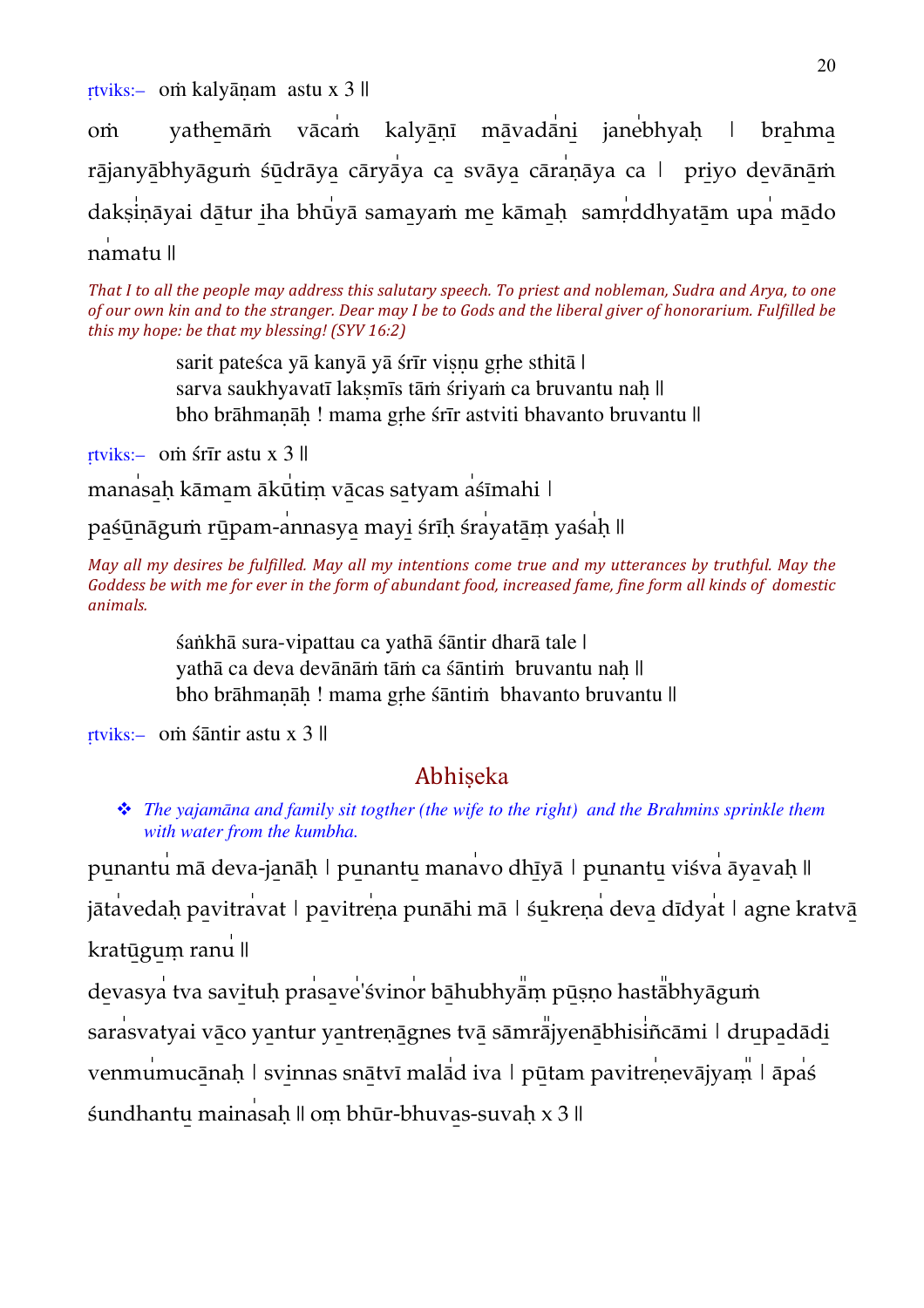ṛtviks:– oṁ kalyāṇam astu x 3 ||

oṁ yathemāṁ vācaṁ kalyāṇī māvadāni janebhyaḥ | brahma rājanyābhyāguṁ śūdrāya cāryāya ca svāya cāraṇāya ca | priyo devānāṁ dakṣiṇāyai dātur iha bhūyā samayaṁ me kāmaḥ samṛddhyatām upa mādo namatu ||

*That I to all the people may address this salutary speech. To priest and nobleman, Sudra and Arya, to one of our own kin and to the stranger. Dear may I be to Gods and the liberal giver of honorarium. Fulfilled be this my hope: be that my blessing! (SYV 16:2)*

sarit pateśca yā kanyā yā śrīr viṣṇu gṛhe sthitā |
sarva saukhyavatī lakṣmīs tāṁ śriyaṁ ca bruvantu naḥ ||
bho brāhmaṇāḥ ! mama gṛhe śrīr astviti bhavanto bruvantu ||

ṛtviks:– oṁ śrīr astu x 3 ||

manasaḥ kāmam ākūtiṃ vācas satyam aśīmahi |
paśūnāguṁ rūpam-annasya mayi śrīḥ śrayatāṃ yaśaḥ ||

*May all my desires be fulfilled. May all my intentions come true and my utterances by truthful. May the Goddess be with me for ever in the form of abundant food, increased fame, fine form all kinds of domestic animals.*

śaṅkhā sura-vipattau ca yathā śāntir dharā tale |
yathā ca deva devānāṁ tāṁ ca śāntiṁ bruvantu naḥ ||
bho brāhmaṇāḥ ! mama gṛhe śāntiṁ bhavanto bruvantu ||

ṛtviks:– oṁ śāntir astu x 3 ||

## Abhiṣeka

- *The yajamāna and family sit togther (the wife to the right) and the Brahmins sprinkle them with water from the kumbha.*

punantu mā deva-janāḥ | punantu manavo dhīyā | punantu viśva āyavaḥ ||
jātavedaḥ pavitravat | pavitreṇa punāhi mā | śukreṇa deva dīdyat | agne kratvā kratūguṃ ranu ||
devasya tva savituḥ prasave'śvinor bāhubhyāṃ pūṣno hastābhyāguṁ sarasvatyai vāco yantur yantreṇāgnes tvā sāmrājyenābhisiñcāmi | drupadādi venmumucānaḥ | svinnas snātvī malād iva | pūtam pavitreṇevājyaṃ | āpaś śundhantu mainasaḥ || oṃ bhūr-bhuvas-suvaḥ x 3 ||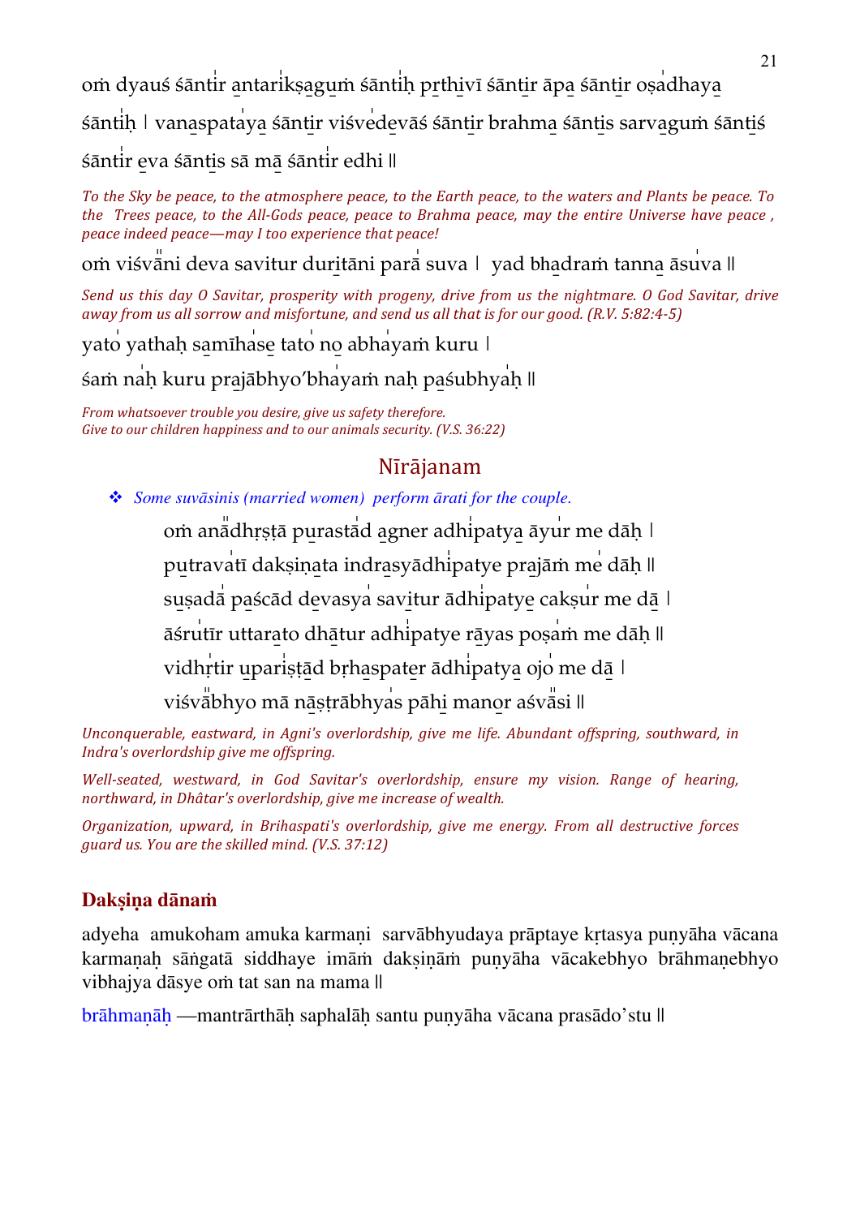oṁ dyauś śāntir antarikṣaguṁ śāntiḥ pṛthivī śāntir āpa śāntir oṣadhaya śāntiḥ | vanaspataya śāntir viśvedevāś śāntir brahma śāntis sarvaguṁ śāntiś śāntir eva śāntis sā mā śāntir edhi ||

*To the Sky be peace, to the atmosphere peace, to the Earth peace, to the waters and Plants be peace. To the Trees peace, to the All-Gods peace, peace to Brahma peace, may the entire Universe have peace , peace indeed peace—may I too experience that peace!*

oṁ viśvāni deva savitur duritāni parā suva | yad bhadraṁ tanna āsuva ||

*Send us this day O Savitar, prosperity with progeny, drive from us the nightmare. O God Savitar, drive away from us all sorrow and misfortune, and send us all that is for our good. (R.V. 5:82:4-5)*

yato yathaḥ samīhase tato no abhayaṁ kuru |
śaṁ naḥ kuru prajābhyo'bhayaṁ naḥ paśubhyaḥ ||

*From whatsoever trouble you desire, give us safety therefore.*
*Give to our children happiness and to our animals security. (V.S. 36:22)*

## Nīrājanam

- *Some suvāsinis (married women) perform ārati for the couple.*

oṁ anādhṛṣṭā purastād agner adhipatya āyur me dāḥ |
putravatī dakṣiṇata indrasyādhipatye prajāṁ me dāḥ ||
suṣadā paścād devasya savitur ādhipatye cakṣur me dā |
āśrutīr uttarato dhātur adhipatye rāyas poṣaṁ me dāḥ ||
vidhṛtir upariṣṭād bṛhaspater ādhipatya ojo me dā |
viśvābhyo mā nāṣṭrābhyas pāhi manor aśvāsi ||

*Unconquerable, eastward, in Agni's overlordship, give me life. Abundant offspring, southward, in Indra's overlordship give me offspring.*

*Well-seated, westward, in God Savitar's overlordship, ensure my vision. Range of hearing, northward, in Dhâtar's overlordship, give me increase of wealth.*

*Organization, upward, in Brihaspati's overlordship, give me energy. From all destructive forces guard us. You are the skilled mind. (V.S. 37:12)*

### Dakṣiṇa dānaṁ

adyeha amukoham amuka karmaṇi sarvābhyudaya prāptaye kṛtasya puṇyāha vācana karmaṇaḥ sāṅgatā siddhaye imāṁ dakṣiṇāṁ puṇyāha vācakebhyo brāhmaṇebhyo vibhajya dāsye oṁ tat san na mama ||

brāhmaṇāḥ —mantrārthāḥ saphalāḥ santu puṇyāha vācana prasādo'stu ||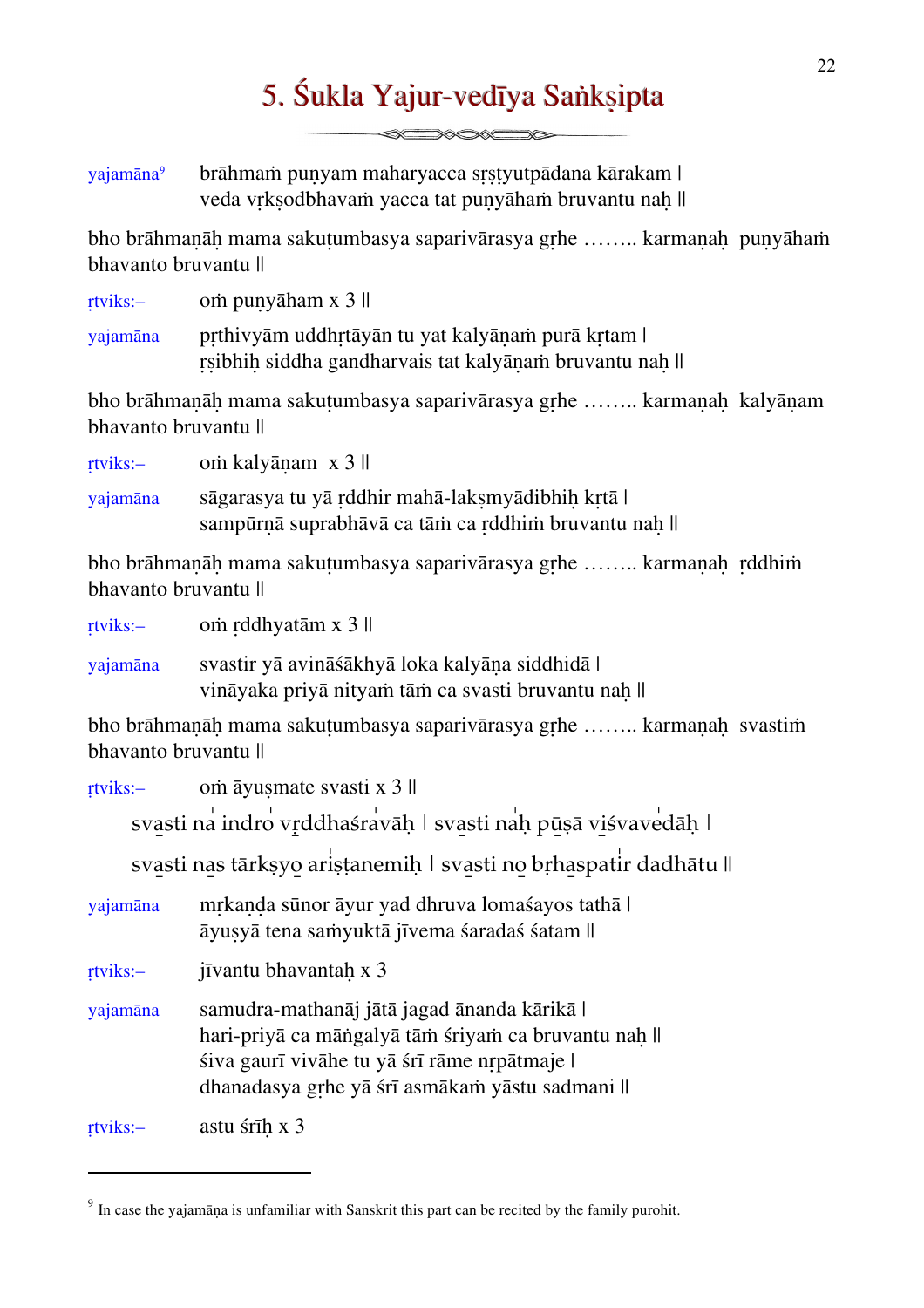# 5. Śukla Yajur-vedīya Saṅkṣipta

yajamāna[9] brāhmaṁ puṇyam maharyacca sṛṣṭyutpādana kārakam |
veda vṛkṣodbhavaṁ yacca tat puṇyāhaṁ bruvantu naḥ ||

bho brāhmaṇāḥ mama sakuṭumbasya saparivārasya gṛhe …….. karmaṇaḥ puṇyāhaṁ bhavanto bruvantu ||

ṛtviks:– oṁ puṇyāham x 3 ||

yajamāna pṛthivyām uddhṛtāyān tu yat kalyāṇaṁ purā kṛtam |
ṛṣibhiḥ siddha gandharvais tat kalyāṇaṁ bruvantu naḥ ||

bho brāhmaṇāḥ mama sakuṭumbasya saparivārasya gṛhe …….. karmaṇaḥ kalyāṇam bhavanto bruvantu ||

ṛtviks:– oṁ kalyāṇam x 3 ||

yajamāna sāgarasya tu yā ṛddhir mahā-lakṣmyādibhiḥ kṛtā |
sampūrṇā suprabhāvā ca tāṁ ca ṛddhiṁ bruvantu naḥ ||

bho brāhmaṇāḥ mama sakuṭumbasya saparivārasya gṛhe …….. karmaṇaḥ ṛddhiṁ bhavanto bruvantu ||

ṛtviks:– oṁ ṛddhyatām x 3 ||

yajamāna svastir yā avināśākhyā loka kalyāṇa siddhidā |
vināyaka priyā nityaṁ tāṁ ca svasti bruvantu naḥ ||

bho brāhmaṇāḥ mama sakuṭumbasya saparivārasya gṛhe …….. karmaṇaḥ svastiṁ bhavanto bruvantu ||

ṛtviks:– oṁ āyuṣmate svasti x 3 ||

svasti na indro vṛddhaśravāḥ | svasti naḥ pūṣā viśvavedāḥ |
svasti nas tārkṣyo ariṣṭanemiḥ | svasti no bṛhaspatir dadhātu ||

yajamāna mṛkaṇḍa sūnor āyur yad dhruva lomaśayos tathā |
āyuṣyā tena saṁyuktā jīvema śaradaś śatam ||

ṛtviks:– jīvantu bhavantaḥ x 3

yajamāna samudra-mathanāj jātā jagad ānanda kārikā |
hari-priyā ca māṅgalyā tāṁ śriyaṁ ca bruvantu naḥ ||
śiva gaurī vivāhe tu yā śrī rāme nṛpātmaje |
dhanadasya gṛhe yā śrī asmākaṁ yāstu sadmani ||

ṛtviks:– astu śrīḥ x 3

---

[9] In case the yajamāṇa is unfamiliar with Sanskrit this part can be recited by the family purohit.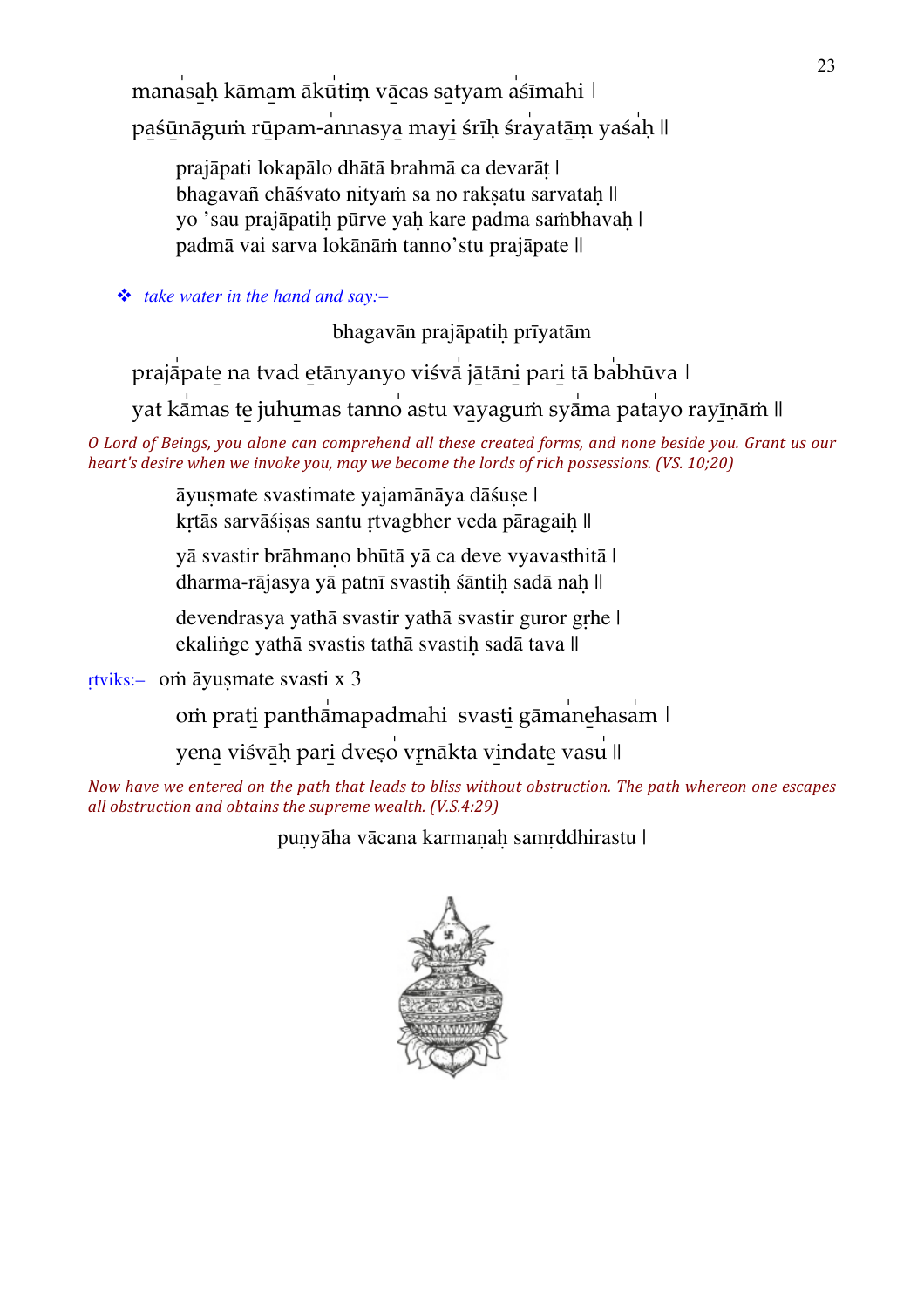manasaḥ kāmam ākūtiṃ vācas satyam aśīmahi |
paśūnāguṁ rūpam-annasya mayi śrīḥ śrayatām yaśaḥ ||

prajāpati lokapālo dhātā brahmā ca devarāṭ |
bhagavañ chāśvato nityaṁ sa no rakṣatu sarvataḥ ||
yo 'sau prajāpatiḥ pūrve yaḥ kare padma saṁbhavaḥ |
padmā vai sarva lokānāṁ tanno'stu prajāpate ||

❖ *take water in the hand and say:–*

bhagavān prajāpatiḥ prīyatām

prajāpate na tvad etānyanyo viśvā jātāni pari tā babhūva |
yat kāmas te juhumas tanno astu vayaguṁ syāma patayo rayīṇāṁ ||

*O Lord of Beings, you alone can comprehend all these created forms, and none beside you. Grant us our heart's desire when we invoke you, may we become the lords of rich possessions. (VS. 10;20)*

āyuṣmate svastimate yajamānāya dāśuṣe |
kṛtās sarvāśiṣas santu ṛtvagbher veda pāragaiḥ ||

yā svastir brāhmaṇo bhūtā yā ca deve vyavasthitā |
dharma-rājasya yā patnī svastiḥ śāntiḥ sadā naḥ ||

devendrasya yathā svastir yathā svastir guror gṛhe |
ekaliṅge yathā svastis tathā svastiḥ sadā tava ||

ṛtviks:– oṁ āyuṣmate svasti x 3

oṁ prati panthāmapadmahi svasti gāmanehasam |
yena viśvāḥ pari dveṣo vṛnākta vindate vasu ||

*Now have we entered on the path that leads to bliss without obstruction. The path whereon one escapes all obstruction and obtains the supreme wealth. (V.S.4:29)*

puṇyāha vācana karmaṇaḥ samṛddhirastu |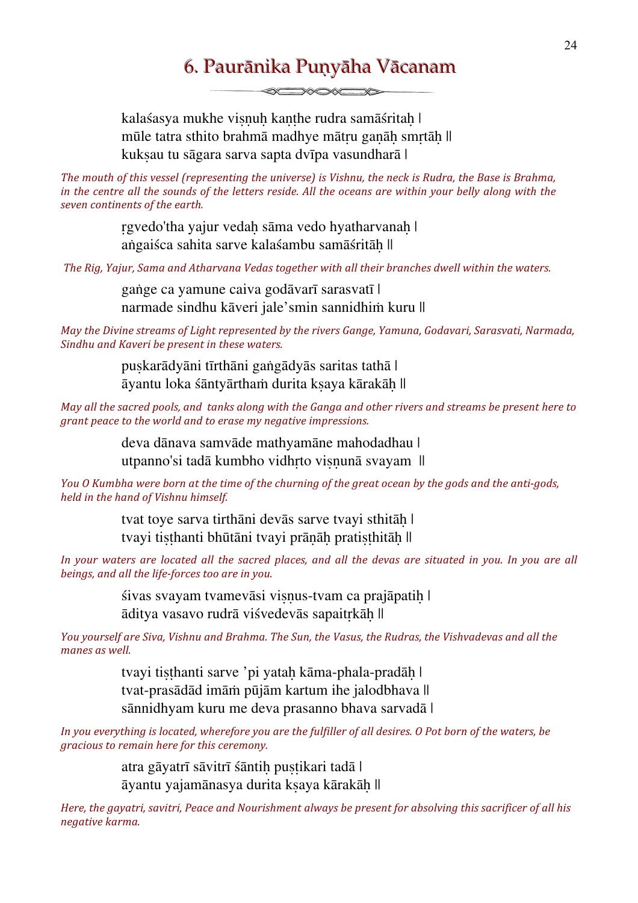# 6. Paurānika Puṇyāha Vācanam

kalaśasya mukhe viṣṇuḥ kaṇṭhe rudra samāśritaḥ |
mūle tatra sthito brahmā madhye mātṛu gaṇāḥ smṛtāḥ ||
kukṣau tu sāgara sarva sapta dvīpa vasundharā |

*The mouth of this vessel (representing the universe) is Vishnu, the neck is Rudra, the Base is Brahma, in the centre all the sounds of the letters reside. All the oceans are within your belly along with the seven continents of the earth.*

ṛgvedo'tha yajur vedaḥ sāma vedo hyatharvanaḥ |
aṅgaiśca sahita sarve kalaśambu samāśritāḥ ||

*The Rig, Yajur, Sama and Atharvana Vedas together with all their branches dwell within the waters.*

gaṅge ca yamune caiva godāvarī sarasvatī |
narmade sindhu kāveri jale'smin sannidhiṁ kuru ||

*May the Divine streams of Light represented by the rivers Gange, Yamuna, Godavari, Sarasvati, Narmada, Sindhu and Kaveri be present in these waters.*

puṣkarādyāni tīrthāni gaṅgādyās saritas tathā |
āyantu loka śāntyārthaṁ durita kṣaya kārakāḥ ||

*May all the sacred pools, and tanks along with the Ganga and other rivers and streams be present here to grant peace to the world and to erase my negative impressions.*

deva dānava samvāde mathyamāne mahodadhau |
utpanno'si tadā kumbho vidhṛto viṣṇunā svayam ||

*You O Kumbha were born at the time of the churning of the great ocean by the gods and the anti-gods, held in the hand of Vishnu himself.*

tvat toye sarva tirthāni devās sarve tvayi sthitāḥ |
tvayi tiṣṭhanti bhūtāni tvayi prāṇāḥ pratiṣṭhitāḥ ||

*In your waters are located all the sacred places, and all the devas are situated in you. In you are all beings, and all the life-forces too are in you.*

śivas svayam tvamevāsi viṣṇus-tvam ca prajāpatiḥ |
āditya vasavo rudrā viśvedevās sapaitṛkāḥ ||

*You yourself are Siva, Vishnu and Brahma. The Sun, the Vasus, the Rudras, the Vishvadevas and all the manes as well.*

tvayi tiṣṭhanti sarve 'pi yataḥ kāma-phala-pradāḥ |
tvat-prasādād imāṁ pūjām kartum ihe jalodbhava ||
sānnidhyam kuru me deva prasanno bhava sarvadā |

*In you everything is located, wherefore you are the fulfiller of all desires. O Pot born of the waters, be gracious to remain here for this ceremony.*

atra gāyatrī sāvitrī śāntiḥ puṣṭikari tadā |
āyantu yajamānasya durita kṣaya kārakāḥ ||

*Here, the gayatri, savitri, Peace and Nourishment always be present for absolving this sacrificer of all his negative karma.*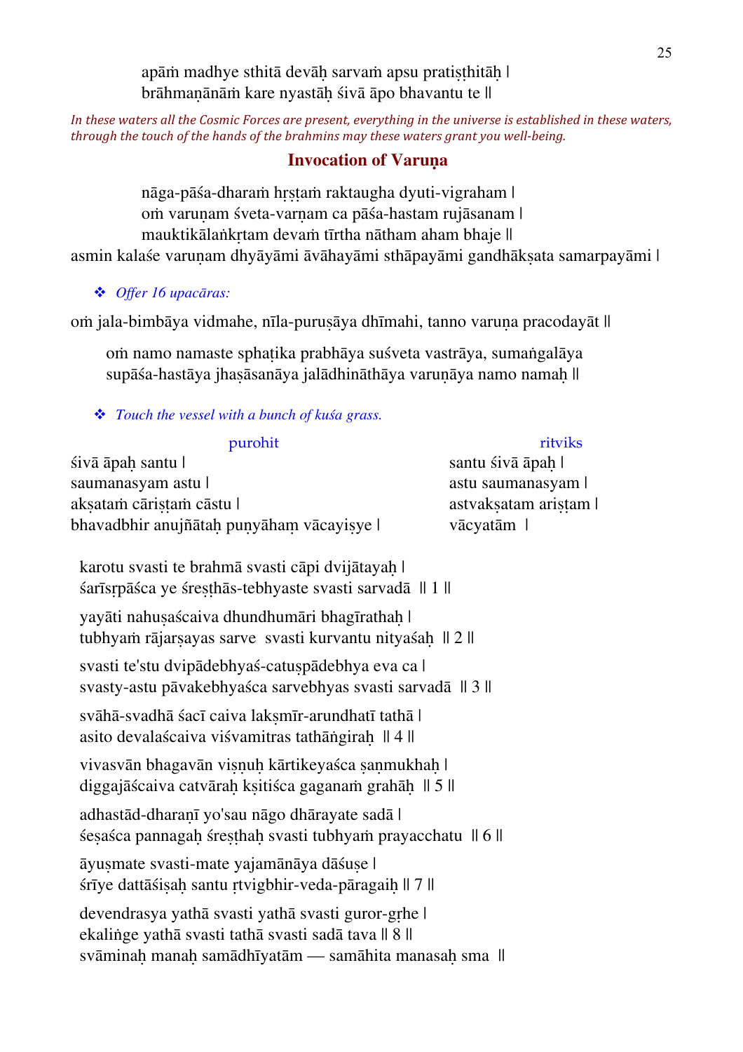apāṁ madhye sthitā devāḥ sarvaṁ apsu pratiṣṭhitāḥ |
brāhmaṇānāṁ kare nyastāḥ śivā āpo bhavantu te ||

*In these waters all the Cosmic Forces are present, everything in the universe is established in these waters, through the touch of the hands of the brahmins may these waters grant you well-being.*

## Invocation of Varuṇa

nāga-pāśa-dharaṁ hṛṣṭaṁ raktaugha dyuti-vigraham |
oṁ varuṇam śveta-varṇam ca pāśa-hastam rujāsanam |
mauktikālaṅkṛtam devaṁ tīrtha nātham aham bhaje ||
asmin kalaśe varuṇam dhyāyāmi āvāhayāmi sthāpayāmi gandhākṣata samarpayāmi |

- *Offer 16 upacāras:*

oṁ jala-bimbāya vidmahe, nīla-puruṣāya dhīmahi, tanno varuṇa pracodayāt ||

oṁ namo namaste sphaṭika prabhāya suśveta vastrāya, sumaṅgalāya
supāśa-hastāya jhaṣāsanāya jalādhināthāya varuṇāya namo namaḥ ||

- *Touch the vessel with a bunch of kuśa grass.*

| purohit | ritviks |
|---|---|
| śivā āpaḥ santu \| | santu śivā āpaḥ \| |
| saumanasyam astu \| | astu saumanasyam \| |
| akṣataṁ cāriṣṭaṁ cāstu \| | astvakṣatam ariṣṭam \| |
| bhavadbhir anujñātaḥ puṇyāhaṃ vācayiṣye \| | vācyatām \| |

karotu svasti te brahmā svasti cāpi dvijātayaḥ |
śarīsṛpāśca ye śreṣṭhās-tebhyaste svasti sarvadā || 1 ||

yayāti nahuṣaścaiva dhundhumāri bhagīrathaḥ |
tubhyaṁ rājarṣayas sarve svasti kurvantu nityaśaḥ || 2 ||

svasti te'stu dvipādebhyaś-catuṣpādebhya eva ca |
svasty-astu pāvakebhyaśca sarvebhyas svasti sarvadā || 3 ||

svāhā-svadhā śacī caiva lakṣmīr-arundhatī tathā |
asito devalaścaiva viśvamitras tathāṅgiraḥ || 4 ||

vivasvān bhagavān viṣṇuḥ kārtikeyaśca ṣaṇmukhaḥ |
diggajāścaiva catvāraḥ kṣitiśca gaganaṁ grahāḥ || 5 ||

adhastād-dharaṇī yo'sau nāgo dhārayate sadā |
śeṣaśca pannagaḥ śreṣṭhaḥ svasti tubhyaṁ prayacchatu || 6 ||

āyuṣmate svasti-mate yajamānāya dāśuṣe |
śrīye dattāśiṣaḥ santu ṛtvigbhir-veda-pāragaiḥ || 7 ||

devendrasya yathā svasti yathā svasti guror-gṛhe |
ekaliṅge yathā svasti tathā svasti sadā tava || 8 ||
svāminaḥ manaḥ samādhīyatām — samāhita manasaḥ sma ||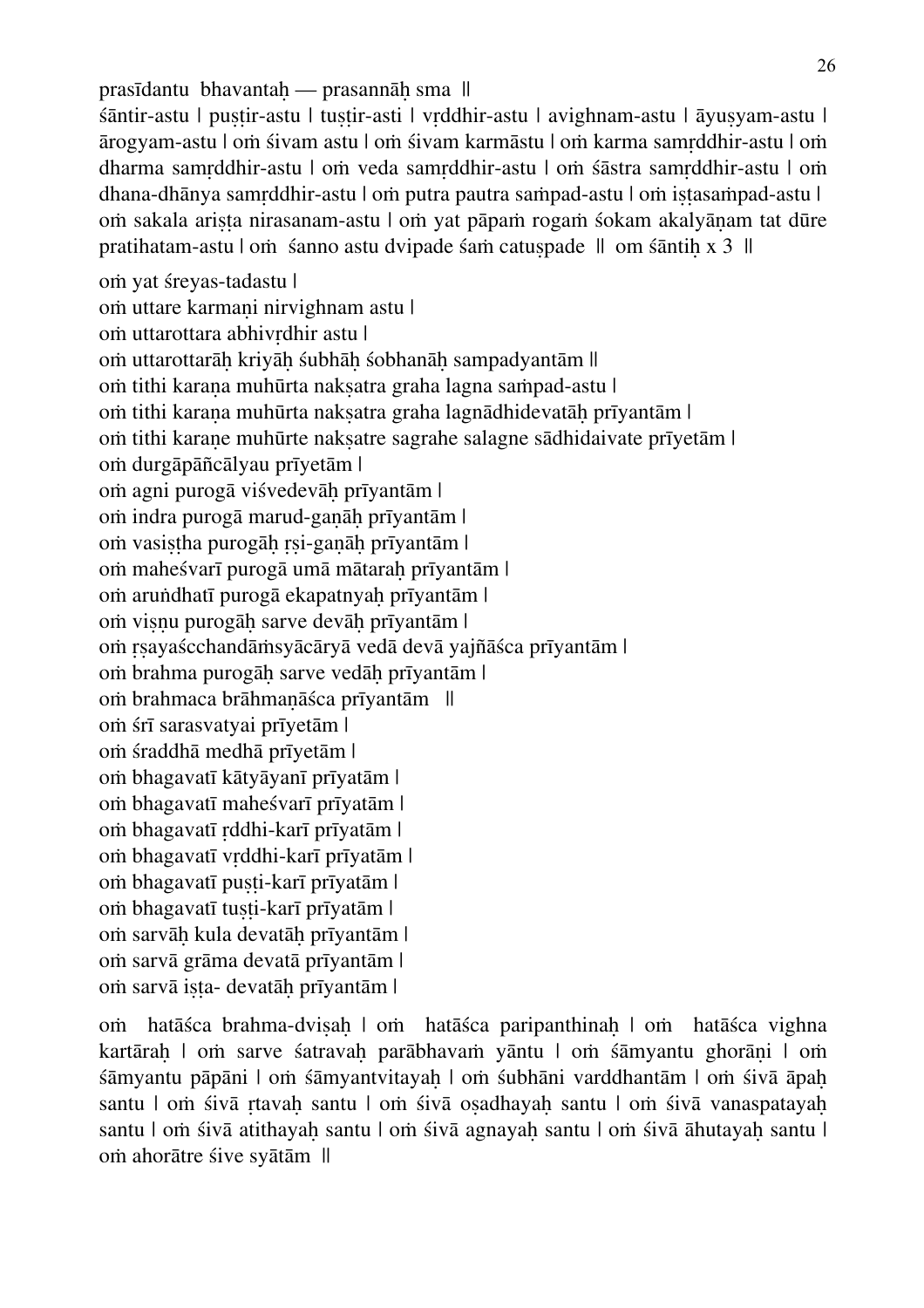prasīdantu bhavantaḥ — prasannāḥ sma ||
śāntir-astu | puṣṭir-astu | tuṣṭir-asti | vṛddhir-astu | avighnam-astu | āyuṣyam-astu | ārogyam-astu | oṁ śivam astu | oṁ śivam karmāstu | oṁ karma samṛddhir-astu | oṁ dharma samṛddhir-astu | oṁ veda samṛddhir-astu | oṁ śāstra samṛddhir-astu | oṁ dhana-dhānya samṛddhir-astu | oṁ putra pautra saṁpad-astu | oṁ iṣṭasaṁpad-astu | oṁ sakala ariṣṭa nirasanam-astu | oṁ yat pāpaṁ rogaṁ śokam akalyāṇam tat dūre pratihatam-astu | oṁ śanno astu dvipade śaṁ catuṣpade || om śāntiḥ x 3 ||

oṁ yat śreyas-tadastu |
oṁ uttare karmaṇi nirvighnam astu |
oṁ uttarottara abhivṛdhir astu |
oṁ uttarottarāḥ kriyāḥ śubhāḥ śobhanāḥ sampadyantām ||
oṁ tithi karaṇa muhūrta nakṣatra graha lagna saṁpad-astu |
oṁ tithi karaṇa muhūrta nakṣatra graha lagnādhidevatāḥ prīyantām |
oṁ tithi karaṇe muhūrte nakṣatre sagrahe salagne sādhidaivate prīyetām |
oṁ durgāpāñcālyau prīyetām |
oṁ agni purogā viśvedevāḥ prīyantām |
oṁ indra purogā marud-gaṇāḥ prīyantām |
oṁ vasiṣṭha purogāḥ ṛṣi-gaṇāḥ prīyantām |
oṁ maheśvarī purogā umā mātaraḥ prīyantām |
oṁ aruṅdhatī purogā ekapatnyaḥ prīyantām |
oṁ viṣṇu purogāḥ sarve devāḥ prīyantām |
oṁ ṛṣayaścchandāṁsyācāryā vedā devā yajñāśca prīyantām |
oṁ brahma purogāḥ sarve vedāḥ prīyantām |
oṁ brahmaca brāhmaṇāśca prīyantām ||
oṁ śrī sarasvatyai prīyetām |
oṁ śraddhā medhā prīyetām |
oṁ bhagavatī kātyāyanī prīyatām |
oṁ bhagavatī maheśvarī prīyatām |
oṁ bhagavatī ṛddhi-karī prīyatām |
oṁ bhagavatī vṛddhi-karī prīyatām |
oṁ bhagavatī puṣṭi-karī prīyatām |
oṁ bhagavatī tuṣṭi-karī prīyatām |
oṁ sarvāḥ kula devatāḥ prīyantām |
oṁ sarvā grāma devatā prīyantām |
oṁ sarvā iṣṭa- devatāḥ prīyantām |

oṁ hatāśca brahma-dviṣaḥ | oṁ hatāśca paripanthinaḥ | oṁ hatāśca vighna kartāraḥ | oṁ sarve śatravaḥ parābhavaṁ yāntu | oṁ śāmyantu ghorāṇi | oṁ śāmyantu pāpāni | oṁ śāmyantvitayaḥ | oṁ śubhāni varddhantām | oṁ śivā āpaḥ santu | oṁ śivā ṛtavaḥ santu | oṁ śivā oṣadhayaḥ santu | oṁ śivā vanaspatayaḥ santu | oṁ śivā atithayaḥ santu | oṁ śivā agnayaḥ santu | oṁ śivā āhutayaḥ santu | oṁ ahorātre śive syātām ||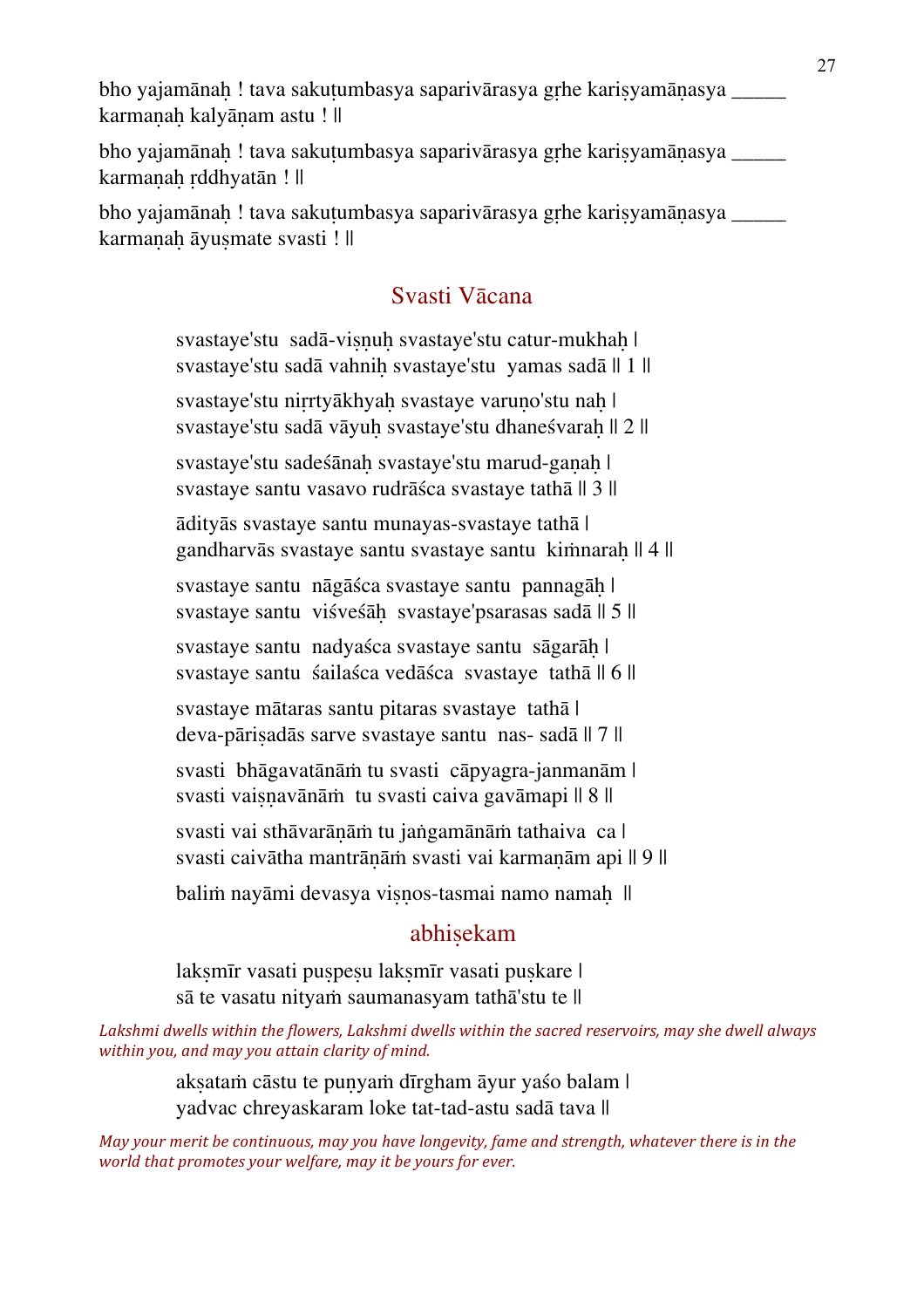bho yajamānaḥ ! tava sakuṭumbasya saparivārasya gṛhe kariṣyamāṇasya _____ karmaṇaḥ kalyāṇam astu ! ||

bho yajamānaḥ ! tava sakuṭumbasya saparivārasya gṛhe kariṣyamāṇasya _____ karmaṇaḥ ṛddhyatān ! ||

bho yajamānaḥ ! tava sakuṭumbasya saparivārasya gṛhe kariṣyamāṇasya _____ karmaṇaḥ āyuṣmate svasti ! ||

## Svasti Vācana

svastaye'stu sadā-viṣṇuḥ svastaye'stu catur-mukhaḥ |
svastaye'stu sadā vahniḥ svastaye'stu yamas sadā || 1 ||

svastaye'stu nirṛtyākhyaḥ svastaye varuṇo'stu naḥ |
svastaye'stu sadā vāyuḥ svastaye'stu dhaneśvaraḥ || 2 ||

svastaye'stu sadeśānaḥ svastaye'stu marud-gaṇaḥ |
svastaye santu vasavo rudrāśca svastaye tathā || 3 ||

ādityās svastaye santu munayas-svastaye tathā |
gandharvās svastaye santu svastaye santu kiṁnaraḥ || 4 ||

svastaye santu nāgāśca svastaye santu pannagāḥ |
svastaye santu viśveśāḥ svastaye'psarasas sadā || 5 ||

svastaye santu nadyaśca svastaye santu sāgarāḥ |
svastaye santu śailaśca vedāśca svastaye tathā || 6 ||

svastaye mātaras santu pitaras svastaye tathā |
deva-pāriṣadās sarve svastaye santu nas- sadā || 7 ||

svasti bhāgavatānāṁ tu svasti cāpyagra-janmanām |
svasti vaiṣṇavānāṁ tu svasti caiva gavāmapi || 8 ||

svasti vai sthāvarāṇāṁ tu jaṅgamānāṁ tathaiva ca |
svasti caivātha mantrāṇāṁ svasti vai karmaṇām api || 9 ||

baliṁ nayāmi devasya viṣṇos-tasmai namo namaḥ ||

## abhiṣekam

lakṣmīr vasati puṣpeṣu lakṣmīr vasati puṣkare |
sā te vasatu nityaṁ saumanasyam tathā'stu te ||

*Lakshmi dwells within the flowers, Lakshmi dwells within the sacred reservoirs, may she dwell always within you, and may you attain clarity of mind.*

akṣataṁ cāstu te puṇyaṁ dīrgham āyur yaśo balam |
yadvac chreyaskaram loke tat-tad-astu sadā tava ||

*May your merit be continuous, may you have longevity, fame and strength, whatever there is in the world that promotes your welfare, may it be yours for ever.*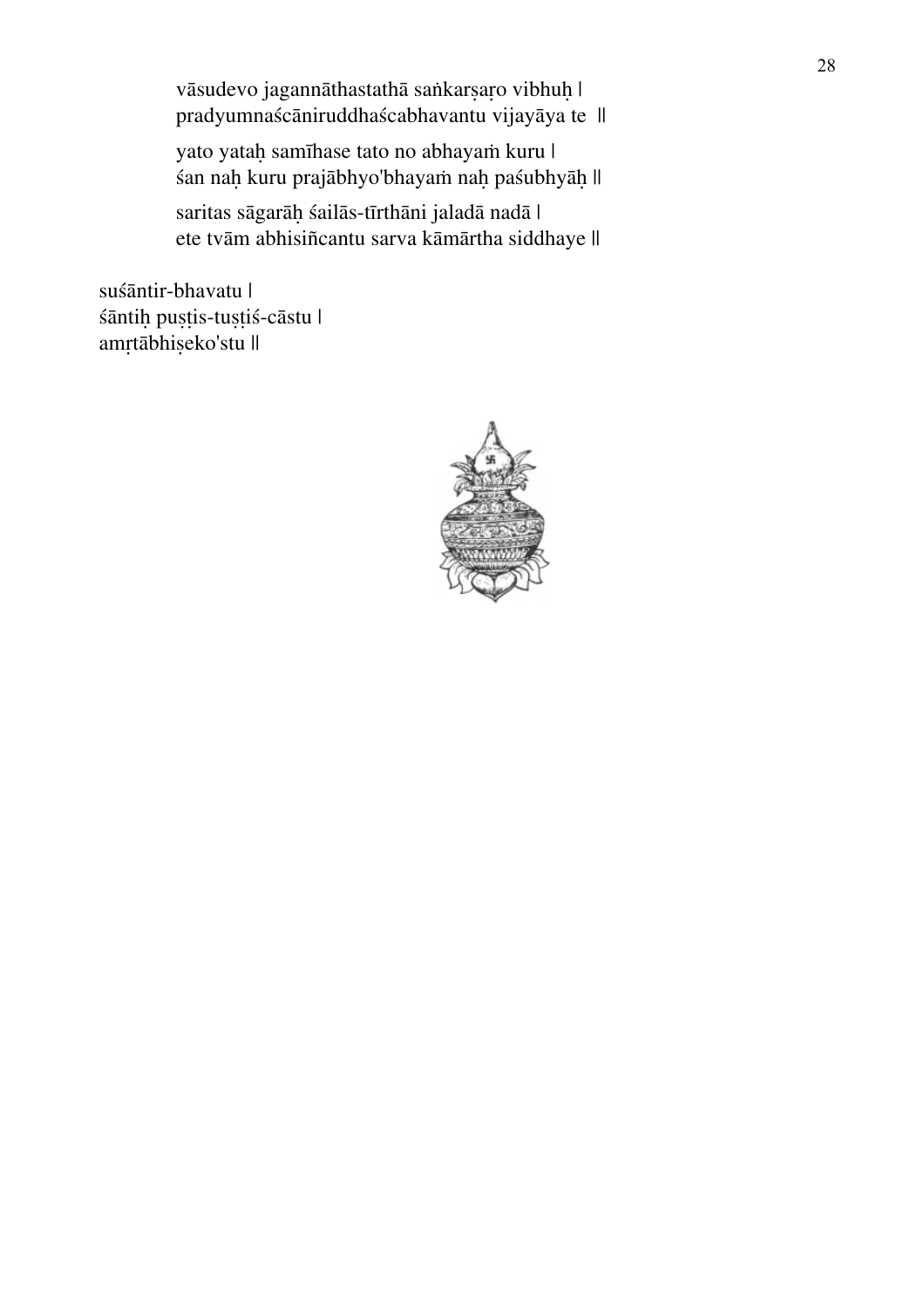vāsudevo jagannāthastathā saṅkarṣaṛo vibhuḥ |
pradyumnaścāniruddhaścabhavantu vijayāya te ||

yato yataḥ samīhase tato no abhayaṁ kuru |
śan naḥ kuru prajābhyo'bhayaṁ naḥ paśubhyāḥ ||

saritas sāgarāḥ śailās-tīrthāni jaladā nadā |
ete tvām abhisiñcantu sarva kāmārtha siddhaye ||

suśāntir-bhavatu |
śāntiḥ puṣṭis-tuṣṭiś-cāstu |
amṛtābhiṣeko'stu ||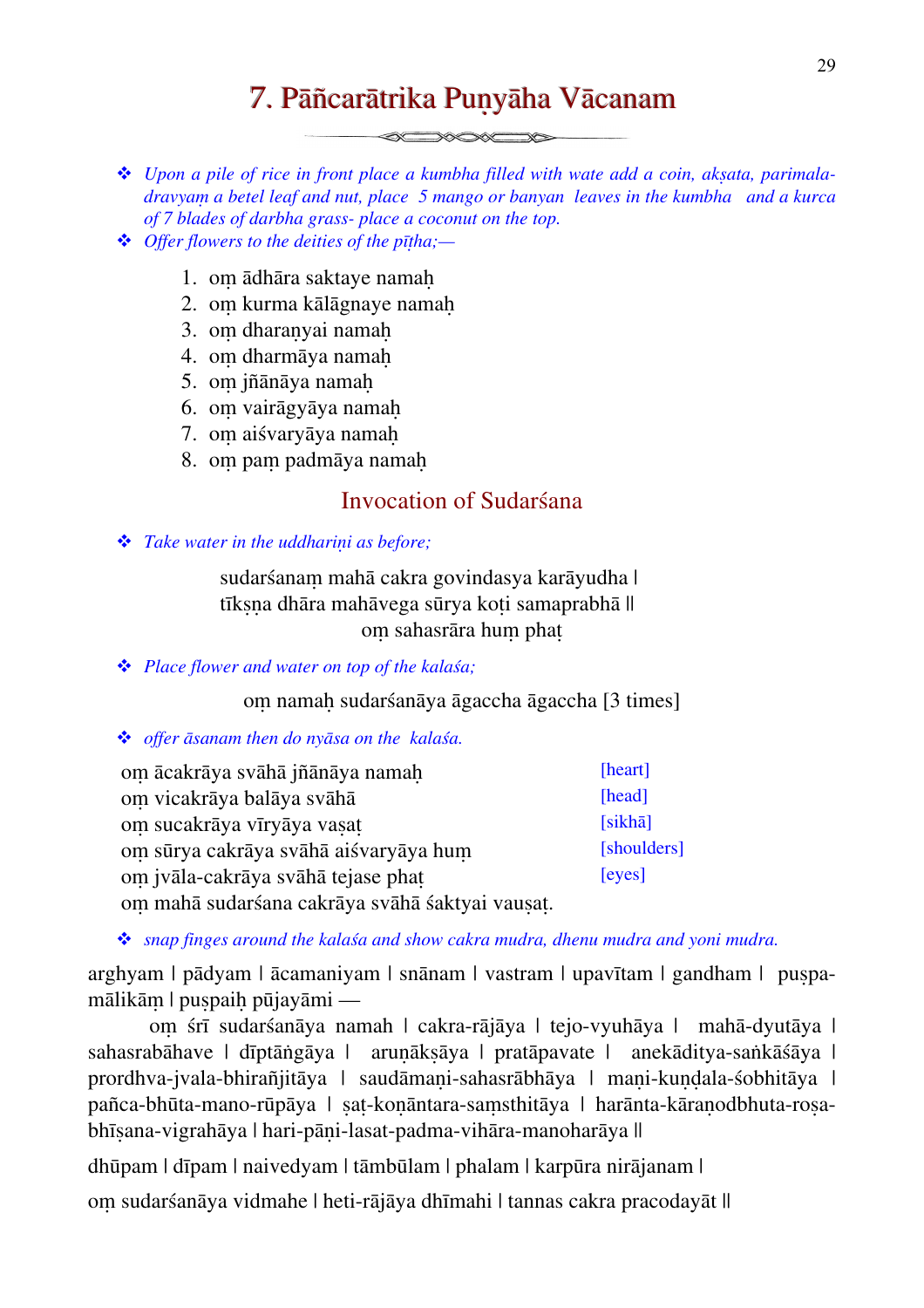# 7. Pāñcarātrika Puṇyāha Vācanam

- *Upon a pile of rice in front place a kumbha filled with wate add a coin, akṣata, parimala-dravyaṃ a betel leaf and nut, place 5 mango or banyan leaves in the kumbha and a kurca of 7 blades of darbha grass- place a coconut on the top.*
- *Offer flowers to the deities of the pīṭha;—*

1. oṃ ādhāra saktaye namaḥ
2. oṃ kurma kālāgnaye namaḥ
3. oṃ dharaṇyai namaḥ
4. oṃ dharmāya namaḥ
5. oṃ jñānāya namaḥ
6. oṃ vairāgyāya namaḥ
7. oṃ aiśvaryāya namaḥ
8. oṃ paṃ padmāya namaḥ

## Invocation of Sudarśana

- *Take water in the uddhariṇi as before;*

sudarśanaṃ mahā cakra govindasya karāyudha |
tīkṣṇa dhāra mahāvega sūrya koṭi samaprabhā ||
oṃ sahasrāra huṃ phaṭ

- *Place flower and water on top of the kalaśa;*

oṃ namaḥ sudarśanāya āgaccha āgaccha [3 times]

- *offer āsanam then do nyāsa on the kalaśa.*

oṃ ācakrāya svāhā jñānāya namaḥ [heart]
oṃ vicakrāya balāya svāhā [head]
oṃ sucakrāya vīryāya vaṣaṭ [sikhā]
oṃ sūrya cakrāya svāhā aiśvaryāya huṃ [shoulders]
oṃ jvāla-cakrāya svāhā tejase phaṭ [eyes]
oṃ mahā sudarśana cakrāya svāhā śaktyai vauṣaṭ.

- *snap finges around the kalaśa and show cakra mudra, dhenu mudra and yoni mudra.*

arghyam | pādyam | ācamaniyam | snānam | vastram | upavītam | gandham | puṣpa-mālikāṃ | puṣpaiḥ pūjayāmi —

oṃ śrī sudarśanāya namah | cakra-rājāya | tejo-vyuhāya | mahā-dyutāya | sahasrabāhave | dīptāṅgāya | aruṇākṣāya | pratāpavate | anekāditya-saṅkāśāya | prordhva-jvala-bhirañjitāya | saudāmaṇi-sahasrābhāya | maṇi-kuṇḍala-śobhitāya | pañca-bhūta-mano-rūpāya | ṣaṭ-koṇāntara-saṃsthitāya | harānta-kāraṇodbhuta-roṣa-bhīṣana-vigrahāya | hari-pāṇi-lasat-padma-vihāra-manoharāya ||

dhūpam | dīpam | naivedyam | tāmbūlam | phalam | karpūra nirājanam |

oṃ sudarśanāya vidmahe | heti-rājāya dhīmahi | tannas cakra pracodayāt ||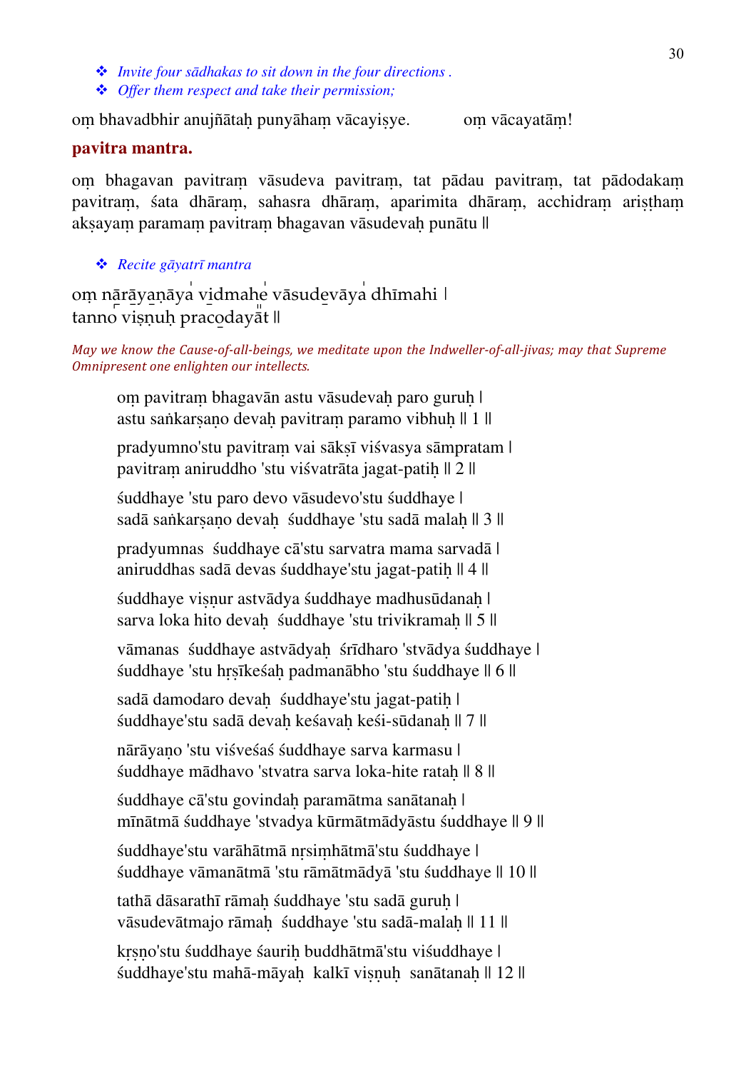- *Invite four sādhakas to sit down in the four directions .*
- *Offer them respect and take their permission;*

oṃ bhavadbhir anujñātaḥ punyāhaṃ vācayiṣye. oṃ vācayatāṃ!

**pavitra mantra.**

oṃ bhagavan pavitraṃ vāsudeva pavitraṃ, tat pādau pavitraṃ, tat pādodakaṃ pavitraṃ, śata dhāraṃ, sahasra dhāraṃ, aparimita dhāraṃ, acchidraṃ ariṣṭhaṃ akṣayaṃ paramaṃ pavitraṃ bhagavan vāsudevaḥ punātu ||

- *Recite gāyatrī mantra*

oṃ nārāyaṇāya vidmahe vāsudevāya dhīmahi |
tanno viṣṇuḥ pracodayāt ||

*May we know the Cause-of-all-beings, we meditate upon the Indweller-of-all-jivas; may that Supreme Omnipresent one enlighten our intellects.*

oṃ pavitraṃ bhagavān astu vāsudevaḥ paro guruḥ |
astu saṅkarṣaṇo devaḥ pavitraṃ paramo vibhuḥ || 1 ||

pradyumno'stu pavitraṃ vai sākṣī viśvasya sāmpratam |
pavitraṃ aniruddho 'stu viśvatrāta jagat-patiḥ || 2 ||

śuddhaye 'stu paro devo vāsudevo'stu śuddhaye |
sadā saṅkarṣaṇo devaḥ śuddhaye 'stu sadā malaḥ || 3 ||

pradyumnas śuddhaye cā'stu sarvatra mama sarvadā |
aniruddhas sadā devas śuddhaye'stu jagat-patiḥ || 4 ||

śuddhaye viṣṇur astvādya śuddhaye madhusūdanaḥ |
sarva loka hito devaḥ śuddhaye 'stu trivikramaḥ || 5 ||

vāmanas śuddhaye astvādyaḥ śrīdharo 'stvādya śuddhaye |
śuddhaye 'stu hṛṣīkeśaḥ padmanābho 'stu śuddhaye || 6 ||

sadā damodaro devaḥ śuddhaye'stu jagat-patiḥ |
śuddhaye'stu sadā devaḥ keśavaḥ keśi-sūdanaḥ || 7 ||

nārāyaṇo 'stu viśveśaś śuddhaye sarva karmasu |
śuddhaye mādhavo 'stvatra sarva loka-hite rataḥ || 8 ||

śuddhaye cā'stu govindaḥ paramātma sanātanaḥ |
mīnātmā śuddhaye 'stvadya kūrmātmādyāstu śuddhaye || 9 ||

śuddhaye'stu varāhātmā nṛsiṃhātmā'stu śuddhaye |
śuddhaye vāmanātmā 'stu rāmātmādyā 'stu śuddhaye || 10 ||

tathā dāsarathī rāmaḥ śuddhaye 'stu sadā guruḥ |
vāsudevātmajo rāmaḥ śuddhaye 'stu sadā-malaḥ || 11 ||

kṛṣṇo'stu śuddhaye śauriḥ buddhātmā'stu viśuddhaye |
śuddhaye'stu mahā-māyaḥ kalkī viṣṇuḥ sanātanaḥ || 12 ||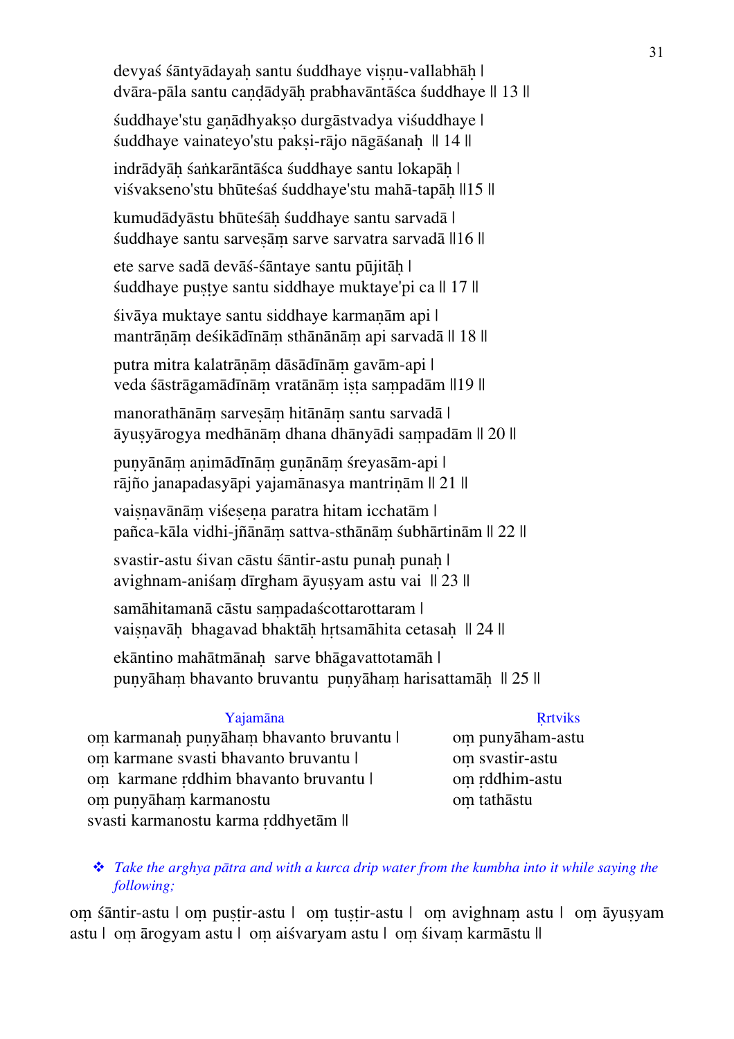devyaś śāntyādayaḥ santu śuddhaye viṣṇu-vallabhāḥ |
dvāra-pāla santu caṇḍādyāḥ prabhavāntāśca śuddhaye || 13 ||

śuddhaye'stu gaṇādhyakṣo durgāstvadya viśuddhaye |
śuddhaye vainateyo'stu pakṣi-rājo nāgāśanaḥ || 14 ||

indrādyāḥ śaṅkarāntāśca śuddhaye santu lokapāḥ |
viśvakseno'stu bhūteśaś śuddhaye'stu mahā-tapāḥ ||15 ||

kumudādyāstu bhūteśāḥ śuddhaye santu sarvadā |
śuddhaye santu sarveṣāṃ sarve sarvatra sarvadā ||16 ||

ete sarve sadā devāś-śāntaye santu pūjitāḥ |
śuddhaye puṣṭye santu siddhaye muktaye'pi ca || 17 ||

śivāya muktaye santu siddhaye karmaṇām api |
mantrāṇāṃ deśikādīnāṃ sthānānāṃ api sarvadā || 18 ||

putra mitra kalatrāṇāṃ dāsādīnāṃ gavām-api |
veda śāstrāgamādīnāṃ vratānāṃ iṣṭa saṃpadām ||19 ||

manorathānāṃ sarveṣāṃ hitānāṃ santu sarvadā |
āyuṣyārogya medhānāṃ dhana dhānyādi saṃpadām || 20 ||

puṇyānāṃ aṇimādīnāṃ guṇānāṃ śreyasām-api |
rājño janapadasyāpi yajamānasya mantriṇām || 21 ||

vaiṣṇavānāṃ viśeṣeṇa paratra hitam icchatām |
pañca-kāla vidhi-jñānāṃ sattva-sthānāṃ śubhārtinām || 22 ||

svastir-astu śivan cāstu śāntir-astu punaḥ punaḥ |
avighnam-aniśaṃ dīrgham āyuṣyam astu vai || 23 ||

samāhitamanā cāstu saṃpadaścottarottaram |
vaiṣṇavāḥ bhagavad bhaktāḥ hṛtsamāhita cetasaḥ || 24 ||

ekāntino mahātmānaḥ sarve bhāgavattotamāḥ |
puṇyāhaṃ bhavanto bruvantu puṇyāhaṃ harisattamāḥ || 25 ||

| Yajamāna | Ṛrtviks |
|---|---|
| oṃ karmanaḥ puṇyāhaṃ bhavanto bruvantu \| | oṃ puṇyāham-astu |
| oṃ karmane svasti bhavanto bruvantu \| | oṃ svastir-astu |
| oṃ karmane ṛddhim bhavanto bruvantu \| | oṃ ṛddhim-astu |
| oṃ puṇyāhaṃ karmanostu | oṃ tathāstu |
| svasti karmanostu karma ṛddhyetām \|\| | |

❖ *Take the arghya pātra and with a kurca drip water from the kumbha into it while saying the following;*

oṃ śāntir-astu | oṃ puṣṭir-astu | oṃ tuṣṭir-astu | oṃ avighnaṃ astu | oṃ āyuṣyam astu | oṃ ārogyam astu | oṃ aiśvaryam astu | oṃ śivaṃ karmāstu ||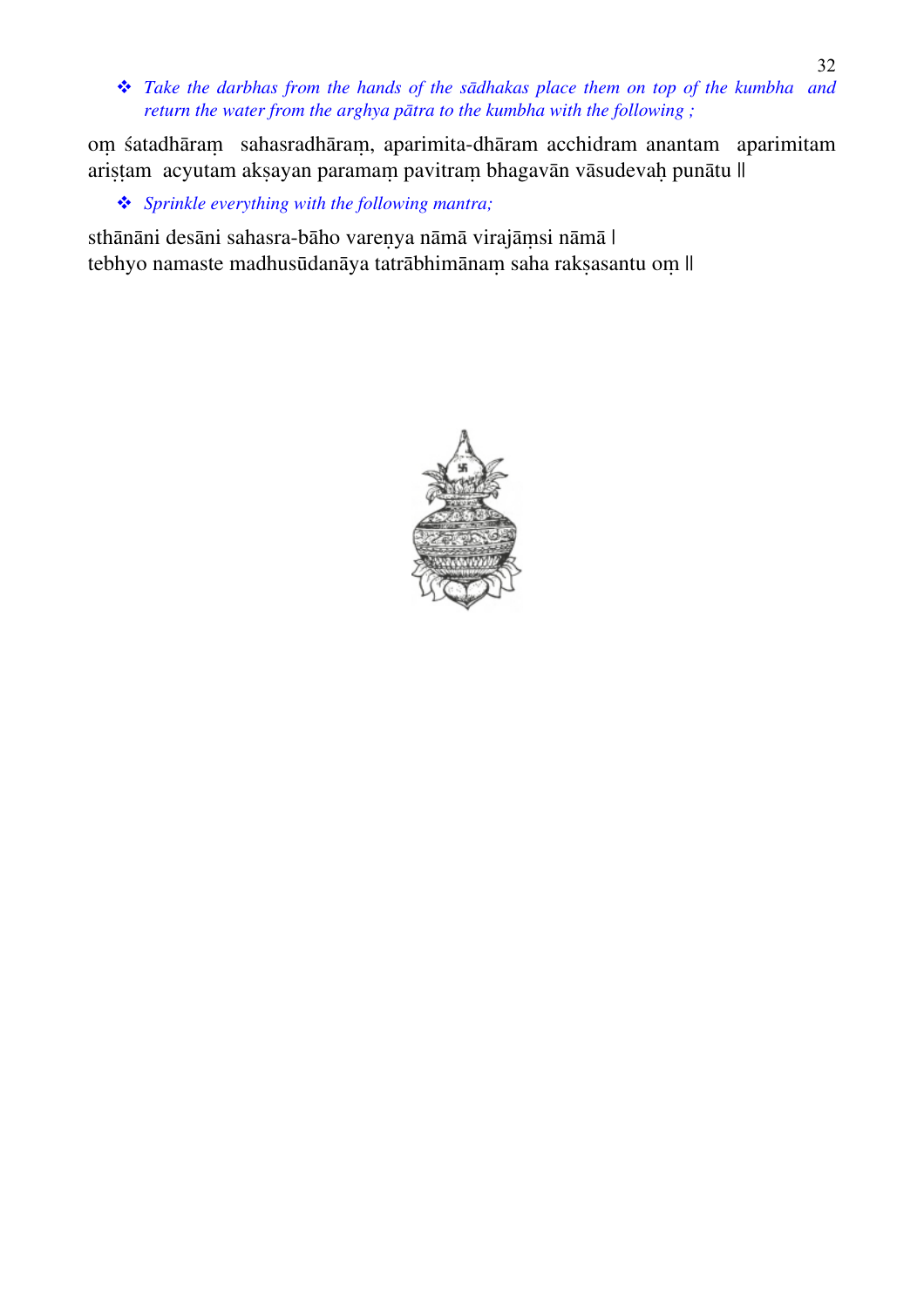- *Take the darbhas from the hands of the sādhakas place them on top of the kumbha and return the water from the arghya pātra to the kumbha with the following ;*

oṃ śatadhāraṃ sahasradhāraṃ, aparimita-dhāram acchidram anantam aparimitam ariṣṭam acyutam akṣayan paramaṃ pavitraṃ bhagavān vāsudevaḥ punātu ||

- *Sprinkle everything with the following mantra;*

sthānāni desāni sahasra-bāho vareṇya nāmā virajāṃsi nāmā |
tebhyo namaste madhusūdanāya tatrābhimānaṃ saha rakṣasantu oṃ ||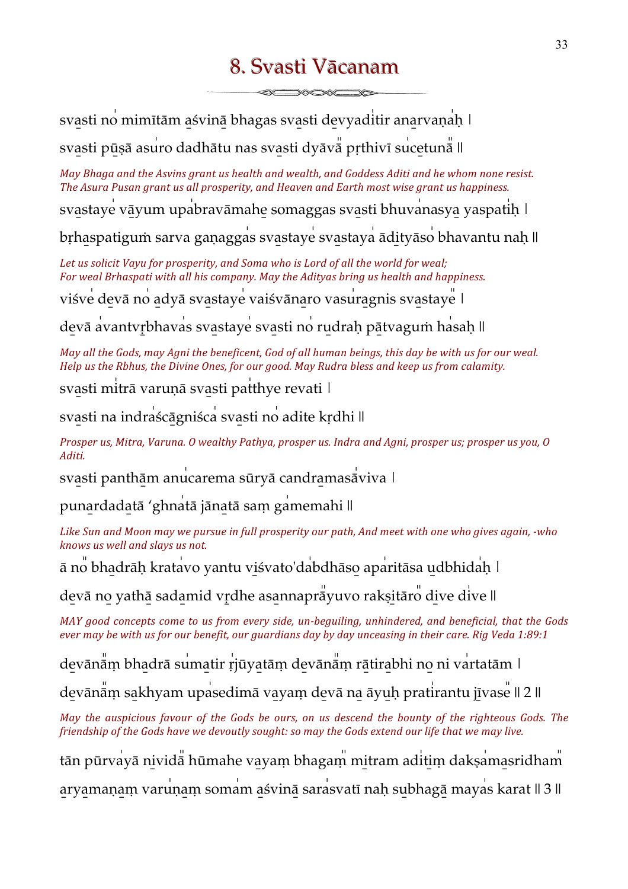# 8. Svasti Vācanam

svas̱ti no̍ mimītām a̱śvinā bhagas sva̱sti de̱vyadi̍tir ana̱rvaṇa̍ḥ ।

svas̱ti pū̱ṣā asu̍ro dadhātu nas sva̱sti dyāvā̎ pṛthivī su̍ce̱tunā̎ ॥

*May Bhaga and the Asvins grant us health and wealth, and Goddess Aditi and he whom none resist. The Asura Pusan grant us all prosperity, and Heaven and Earth most wise grant us happiness.*

sva̱staye̍ vā̱yum upa̍bravāmahe̱ somaggas sva̱sti bhuva̍nasya̱ yaspati̍ḥ ।

bṛha̱spatigu̍ṁ sarva ga̱ṇaggas̍ sva̱staye̍ sva̱staya̍ ā̱di̱tyāso̍ bhavantu naḥ ॥

*Let us solicit Vayu for prosperity, and Soma who is Lord of all the world for weal; For weal Brhaspati with all his company. May the Adityas bring us health and happiness.*

viśve̍ de̱vā no̍ a̱dyā sva̱staye̍ vaiśvāna̱ro vasu̍ra̱gnis sva̱staye̎ ।

de̱vā a̍vantvṛ̱bhava̍s sva̱staye̍ sva̱sti no̍ ru̱draḥ pā̱tvagu̍ṁ hasaḥ ॥

*May all the Gods, may Agni the beneficent, God of all human beings, this day be with us for our weal. Help us the Rbhus, the Divine Ones, for our good. May Rudra bless and keep us from calamity.*

sva̱sti mi̍trā varu̱ṇā sva̱sti pa̍tthye revati ।

sva̱sti na indra̍ścā̱gniśca̍ sva̱sti no̍ adite kṛdhi ॥

*Prosper us, Mitra, Varuna. O wealthy Pathya, prosper us. Indra and Agni, prosper us; prosper us you, O Aditi.*

sva̱sti panthā̱m anu̍carema sūryā candra̱masā̍viva ।

puna̱rdada̱tā 'ghna̍tā jāna̱tā saṃ ga̍memahi ॥

*Like Sun and Moon may we pursue in full prosperity our path, And meet with one who gives again, -who knows us well and slays us not.*

ā no̎ bha̱drāḥ krata̍vo yantu vi̱śvato'da̍bdhāso̱ apa̍ritāsa u̱dbhida̍ḥ ।

de̱vā no̱ yathā̱ sada̱mid vṛ̱dhe asa̱nnaprā̎yuvo rakṣi̱tāro̎ di̱ve di̍ve ॥

*MAY good concepts come to us from every side, un-beguiling, unhindered, and beneficial, that the Gods ever may be with us for our benefit, our guardians day by day unceasing in their care. Rig Veda 1:89:1*

de̱vānā̎ṃ bha̱drā su̍ma̱tir ṛ̍jūya̱tāṃ de̱vānā̎ṃ rā̱tira̱bhi no̱ ni va̍rtatām ।

de̱vānā̎ṃ sa̱khyam upa̍sedimā va̱yaṃ de̱vā na̱ āyu̱ḥ prati̍rantu jī̱vase̎ ॥ 2 ॥

*May the auspicious favour of the Gods be ours, on us descend the bounty of the righteous Gods. The friendship of the Gods have we devoutly sought: so may the Gods extend our life that we may live.*

tān pūrva̍yā ni̱vidā̎ hūmahe va̱yaṃ bhaga̱m̎ mi̱tram adi̍ti̱ṃ dakṣa̍ma̱sridha̱m̎

a̱rya̱maṇa̱ṃ varu̍ṇa̱ṃ soma̍m a̱śvinā sara̍svatī naḥ su̱bhagā̱ maya̍s karat ॥ 3 ॥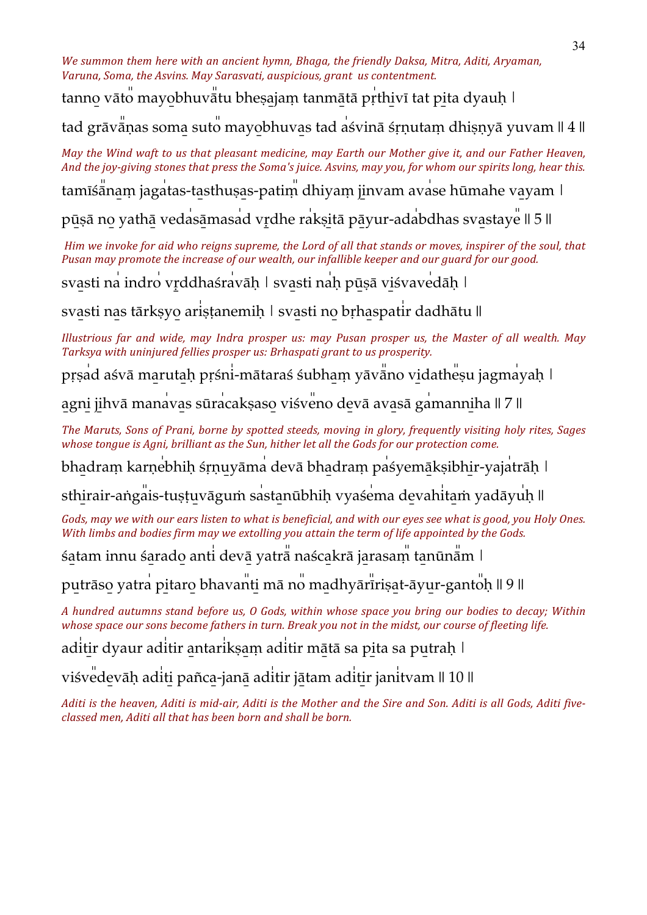*We summon them here with an ancient hymn, Bhaga, the friendly Daksa, Mitra, Aditi, Aryaman, Varuna, Soma, the Asvins. May Sarasvati, auspicious, grant us contentment.*

tanno vāto mayobhuvātu bheṣajaṃ tanmātā pṛthivī tat pita dyauḥ ।

tad grāvāṇas soma suto mayobhuvas tad aśvinā śṛṇutaṃ dhiṣṇyā yuvam ॥ 4 ॥

*May the Wind waft to us that pleasant medicine, may Earth our Mother give it, and our Father Heaven, And the joy-giving stones that press the Soma's juice. Asvins, may you, for whom our spirits long, hear this.*

tamīśānaṃ jagatas-tasthuṣas-patiṃ dhiyaṃ jinvam avase hūmahe vayam ।

pūṣā no yathā vedasāmasad vṛdhe rakṣitā pāyur-adabdhas svastaye ॥ 5 ॥

*Him we invoke for aid who reigns supreme, the Lord of all that stands or moves, inspirer of the soul, that Pusan may promote the increase of our wealth, our infallible keeper and our guard for our good.*

svasti na indro vṛddhaśravāḥ । svasti naḥ pūṣā viśvavedāḥ ।

svasti nas tārkṣyo ariṣṭanemiḥ । svasti no bṛhaspatir dadhātu ॥

*Illustrious far and wide, may Indra prosper us: may Pusan prosper us, the Master of all wealth. May Tarksya with uninjured fellies prosper us: Brhaspati grant to us prosperity.*

pṛṣad aśvā marutaḥ pṛśni-mātaraś śubhaṃ yāvāno vidatheṣu jagmayaḥ ।

agni jihvā manavas sūracakṣaso viśveno devā avasā gamanniha ॥ 7 ॥

*The Maruts, Sons of Prani, borne by spotted steeds, moving in glory, frequently visiting holy rites, Sages whose tongue is Agni, brilliant as the Sun, hither let all the Gods for our protection come.*

bhadraṃ karṇebhiḥ śṛṇuyāma devā bhadraṃ paśyemākṣibhir-yajatrāḥ ।

sthirair-aṅgais-tuṣṭuvāguṁ sastanūbhiḥ vyaśema devahitaṁ yadāyuḥ ॥

*Gods, may we with our ears listen to what is beneficial, and with our eyes see what is good, you Holy Ones. With limbs and bodies firm may we extolling you attain the term of life appointed by the Gods.*

śatam innu śarado anti devā yatrā naścakrā jarasaṃ tanūnām ।

putrāso yatra pitaro bhavanti mā no madhyārīriṣat-āyur-gantoḥ ॥ 9 ॥

*A hundred autumns stand before us, O Gods, within whose space you bring our bodies to decay; Within whose space our sons become fathers in turn. Break you not in the midst, our course of fleeting life.*

aditir dyaur aditir antarikṣaṃ aditir mātā sa pita sa putraḥ ।

viśvedevāḥ aditi pañca-janā aditir jātam aditir janitvam ॥ 10 ॥

*Aditi is the heaven, Aditi is mid-air, Aditi is the Mother and the Sire and Son. Aditi is all Gods, Aditi five-classed men, Aditi all that has been born and shall be born.*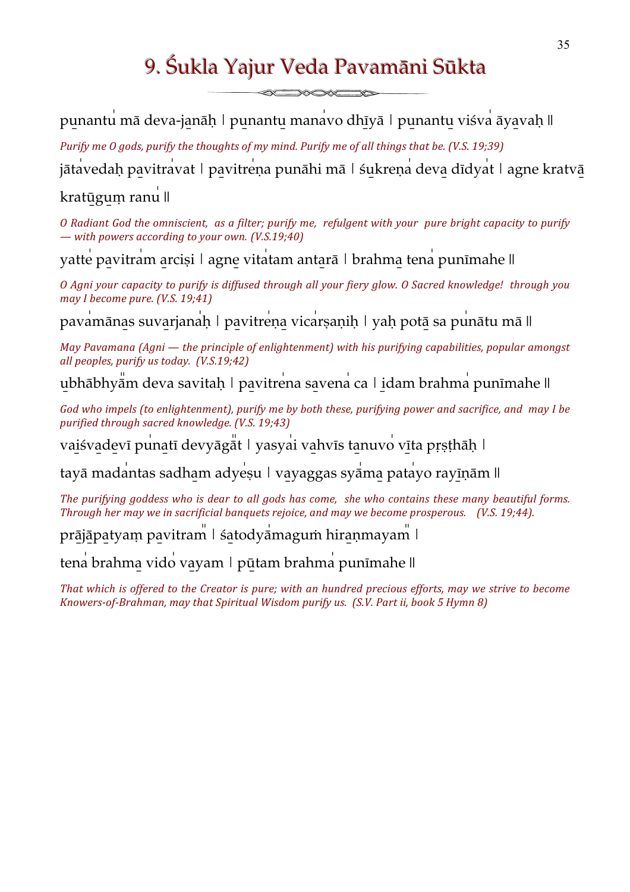# 9. Śukla Yajur Veda Pavamāni Sūkta

pu̱nantu̍ mā deva-ja̱nāḥ | pu̱nantu̱ mana̍vo dhi̱yā | pu̱nantu̱ viśva̍ āya̱vaḥ ||

*Purify me O gods, purify the thoughts of my mind. Purify me of all things that be. (V.S. 19;39)*

jāta̍vedaḥ pa̱vitra̍vat | pa̱vitre̍ṇa punāhi mā | śu̱kreṇa̍ deva̱ dīdya̍t | agne kratvā̱ kratū̱gu̱ṃ ranu̍ ||

*O Radiant God the omniscient, as a filter; purify me, refulgent with your pure bright capacity to purify — with powers according to your own. (V.S.19;40)*

yatte̍ pa̱vitra̍m a̱rciṣi | agne̱ vita̍tam anta̱rā | brahma̱ tena̍ punīmahe ||

*O Agni your capacity to purify is diffused through all your fiery glow. O Sacred knowledge! through you may I become pure. (V.S. 19;41)*

pava̍mānas suva̱rjana̍ḥ | pa̱vitre̍ṇa̱ vica̍rṣaṇiḥ | yaḥ potā̱ sa pu̍nātu mā ||

*May Pavamana (Agni — the principle of enlightenment) with his purifying capabilities, popular amongst all peoples, purify us today. (V.S.19;42)*

u̱bhābhyā̎m deva savitaḥ | pa̱vitre̍na sa̱vena̍ ca | i̱dam brahma̍ punīmahe ||

*God who impels (to enlightenment), purify me by both these, purifying power and sacrifice, and may I be purified through sacred knowledge. (V.S. 19;43)*

vai̱śva̱de̱vī pu̍na̱tī devyāgā̎t | yasyai̍ va̱hvīs ta̱nuvo̍ vī̱ta pṛ̱ṣṭhāḥ |

tayā mada̍ntas sadha̱m adye̍ṣu | va̱yaggas syā̍ma̱ pata̍yo rayī̱ṇām ||

*The purifying goddess who is dear to all gods has come, she who contains these many beautiful forms. Through her may we in sacrificial banquets rejoice, and may we become prosperous. (V.S. 19;44).*

prā̱jā̱pa̱tyaṃ pa̱vitra̎m | śa̱todyā̍maguṁ hira̱ṇmaya̎m |

tena̍ brahma̱ vido̍ va̱yam | pū̱tam brahma̍ punīmahe ||

*That which is offered to the Creator is pure; with an hundred precious efforts, may we strive to become Knowers-of-Brahman, may that Spiritual Wisdom purify us. (S.V. Part ii, book 5 Hymn 8)*